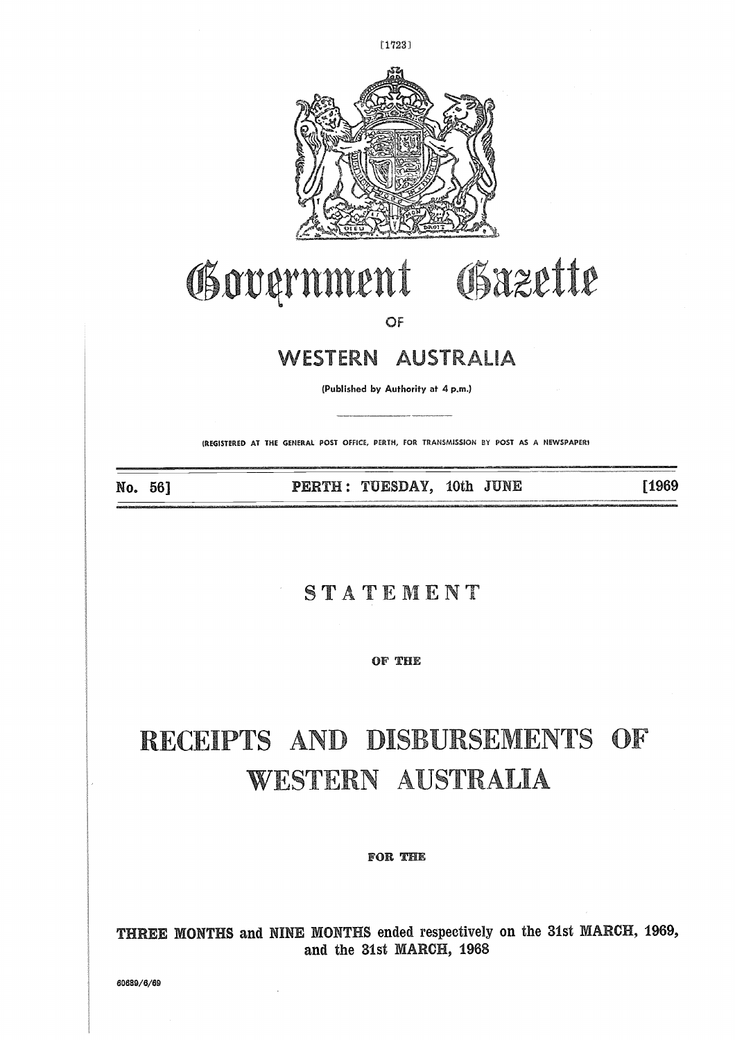# Government Gazette

OF

## WESTERN AUSTRALIA

(Published by Authority at 4 p.m.)

(REGISTERED AT THE GENERAL POST OFFICE, PERTH, FOR TRANSMISSION BY POST AS A NEWSPAPER)

**No. 56] PERTH: TUESDAY, 10th JUNE [1969**

## STATEMENT

OF THE

# RECEIPTS AND DISBURSEMENTS OF WESTERN AUSTRALIA

FOR THE

**THREE MONTHS and NINE MONTHS ended respectively on the 31st MARCH, 1969, and the 31st MARCH, 1968**

60689/6/69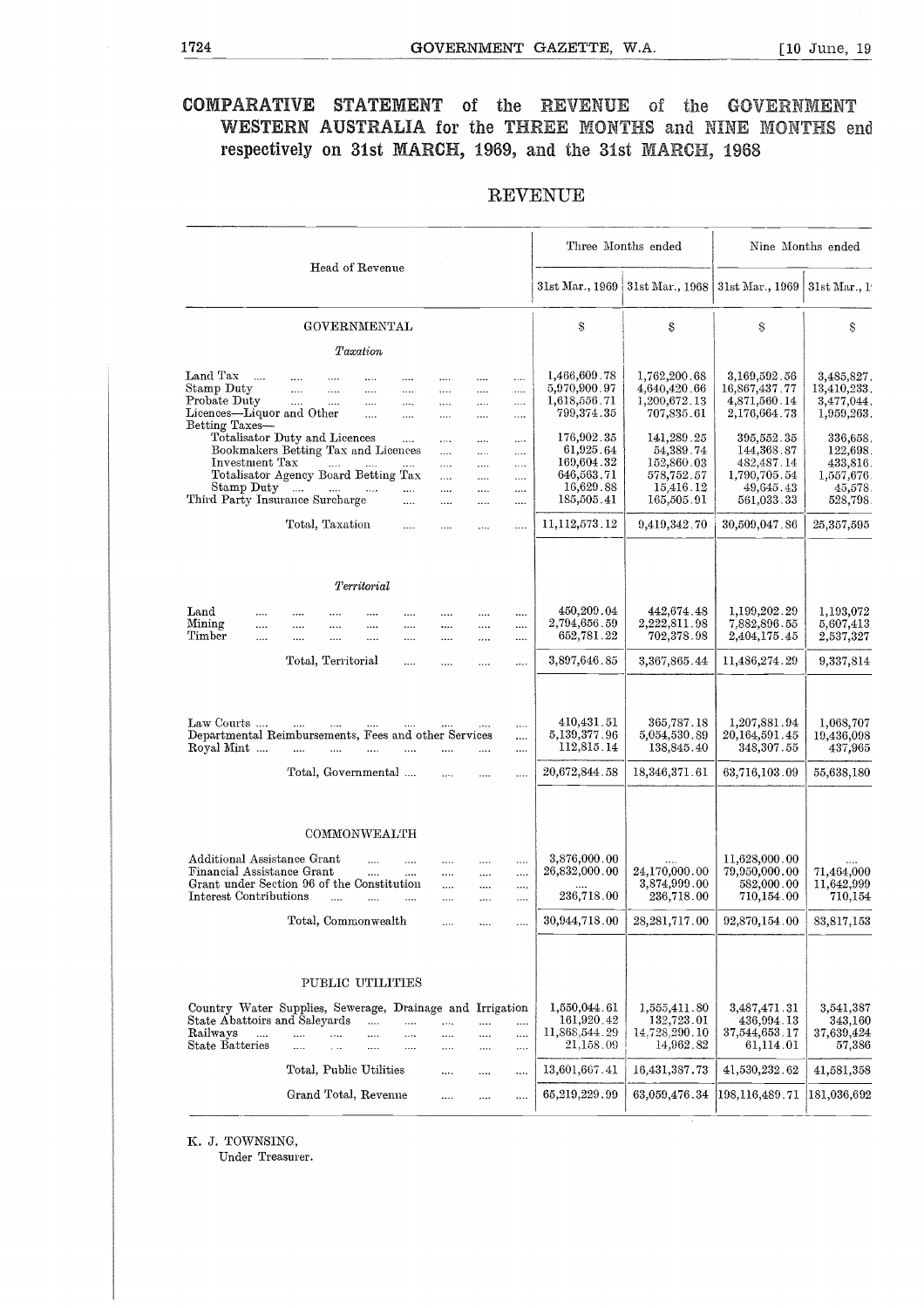# COMPARATIVE STATEMENT of the REVENUE of the GOVERNMENT WESTERN AUSTRALIA for the THREE MONTHS and NINE MONTHS end respectively on 31st MARCH, 1969, and the 31st MARCH, 1968

## REVENUE

| Head of Revenue | Three Months ended | | Nine Months ended | |
|---|---|---|---|---|
| | 31st Mar., 1969 | 31st Mar., 1968 | 31st Mar., 1969 | 31st Mar., 1 |
| GOVERNMENTAL | $ | $ | $ | $ |
| *Taxation* | | | | |
| Land Tax | 1,466,609.78 | 1,762,200.68 | 3,169,592.56 | 3,485,827. |
| Stamp Duty | 5,970,900.97 | 4,640,420.66 | 16,867,437.77 | 13,410,233. |
| Probate Duty | 1,618,556.71 | 1,200,672.13 | 4,871,560.14 | 3,477,044. |
| Licences—Liquor and Other | 799,374.35 | 707,835.61 | 2,176,664.73 | 1,959,263. |
| Betting Taxes— | | | | |
| Totalisator Duty and Licences | 176,902.35 | 141,289.25 | 395,552.35 | 336,658. |
| Bookmakers Betting Tax and Licences | 61,925.64 | 54,389.74 | 144,368.87 | 122,698. |
| Investment Tax | 169,604.32 | 152,860.03 | 482,487.14 | 433,816. |
| Totalisator Agency Board Betting Tax | 646,563.71 | 578,752.57 | 1,790,705.54 | 1,557,676. |
| Stamp Duty | 16,629.88 | 15,416.12 | 49,645.43 | 45,578. |
| Third Party Insurance Surcharge | 185,505.41 | 165,505.91 | 561,033.33 | 528,798. |
| Total, Taxation | 11,112,573.12 | 9,419,342.70 | 30,509,047.86 | 25,357,595 |
| *Territorial* | | | | |
| Land | 450,209.04 | 442,674.48 | 1,199,202.29 | 1,193,072 |
| Mining | 2,794,656.59 | 2,222,811.98 | 7,882,896.55 | 5,607,413 |
| Timber | 652,781.22 | 702,378.98 | 2,404,175.45 | 2,537,327 |
| Total, Territorial | 3,897,646.85 | 3,367,865.44 | 11,486,274.29 | 9,337,814 |
| Law Courts | 410,431.51 | 365,787.18 | 1,207,881.94 | 1,068,707 |
| Departmental Reimbursements, Fees and other Services | 5,139,377.96 | 5,054,530.89 | 20,164,591.45 | 19,436,098 |
| Royal Mint | 112,815.14 | 138,845.40 | 348,307.55 | 437,965 |
| Total, Governmental | 20,672,844.58 | 18,346,371.61 | 63,716,103.09 | 55,638,180 |
| COMMONWEALTH | | | | |
| Additional Assistance Grant | 3,876,000.00 | .... | 11,628,000.00 | .... |
| Financial Assistance Grant | 26,832,000.00 | 24,170,000.00 | 79,950,000.00 | 71,464,000 |
| Grant under Section 96 of the Constitution | .... | 3,874,999.00 | 582,000.00 | 11,642,999 |
| Interest Contributions | 236,718.00 | 236,718.00 | 710,154.00 | 710,154 |
| Total, Commonwealth | 30,944,718.00 | 28,281,717.00 | 92,870,154.00 | 83,817,153 |
| PUBLIC UTILITIES | | | | |
| Country Water Supplies, Sewerage, Drainage and Irrigation | 1,550,044.61 | 1,555,411.80 | 3,487,471.31 | 3,541,387 |
| State Abattoirs and Saleyards | 161,920.42 | 132,723.01 | 436,994.13 | 343,160 |
| Railways | 11,868,544.29 | 14,728,290.10 | 37,544,653.17 | 37,639,424 |
| State Batteries | 21,158.09 | 14,962.82 | 61,114.01 | 57,386 |
| Total, Public Utilities | 13,601,667.41 | 16,431,387.73 | 41,530,232.62 | 41,581,358 |
| Grand Total, Revenue | 65,219,229.99 | 63,059,476.34 | 198,116,489.71 | 181,036,692 |

K. J. TOWNSING,
Under Treasurer.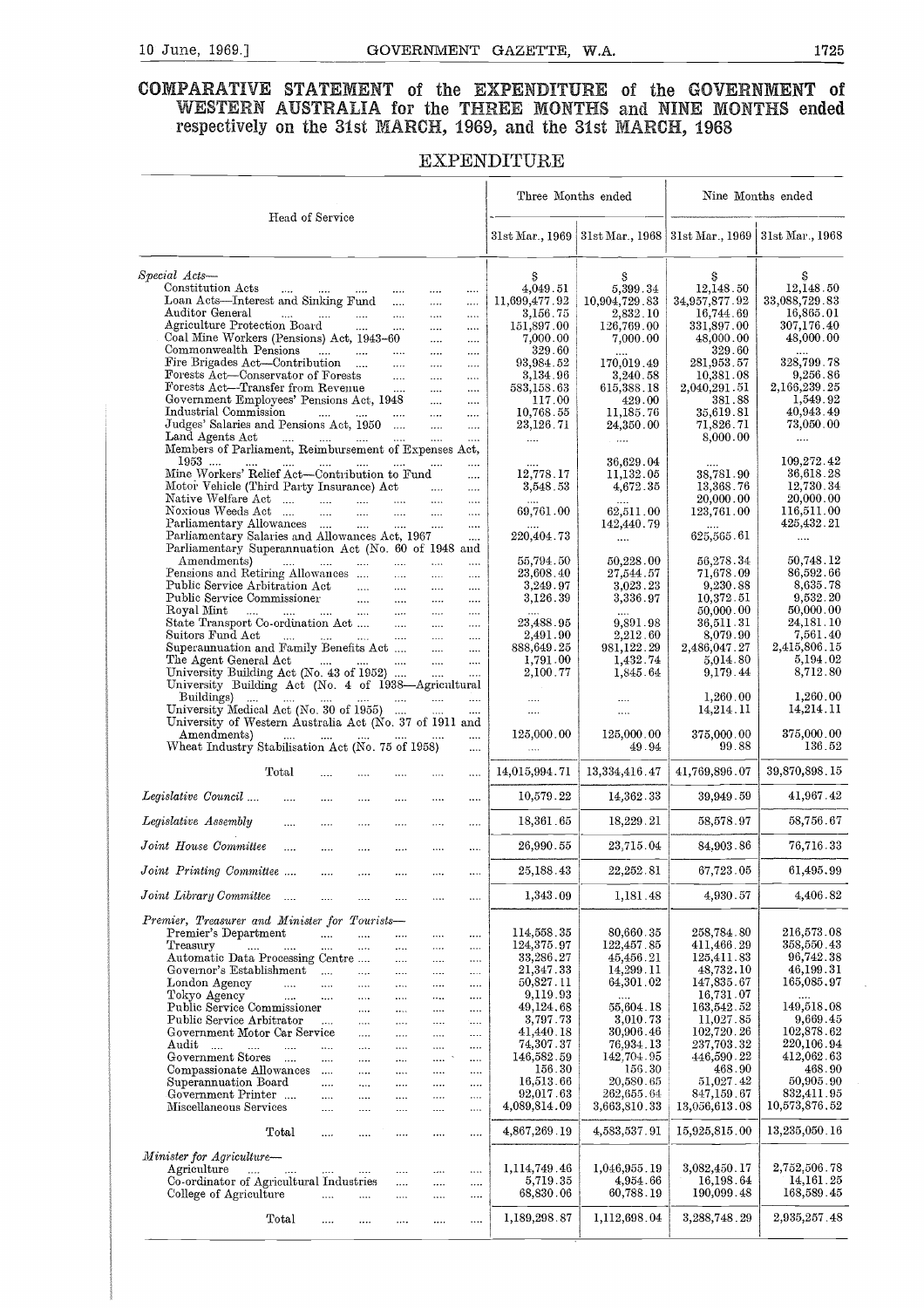# COMPARATIVE STATEMENT of the EXPENDITURE of the GOVERNMENT of WESTERN AUSTRALIA for the THREE MONTHS and NINE MONTHS ended respectively on the 31st MARCH, 1969, and the 31st MARCH, 1968

## EXPENDITURE

| Head of Service | Three Months ended | | Nine Months ended | |
|---|---|---|---|---|
| | 31st Mar., 1969 | 31st Mar., 1968 | 31st Mar., 1969 | 31st Mar., 1968 |
| *Special Acts*— | $ | $ | $ | $ |
| Constitution Acts | 4,049.51 | 5,399.34 | 12,148.50 | 12,148.50 |
| Loan Acts—Interest and Sinking Fund | 11,699,477.92 | 10,904,729.83 | 34,957,877.92 | 33,088,729.83 |
| Auditor General | 3,156.75 | 2,832.10 | 16,744.69 | 16,865.01 |
| Agriculture Protection Board | 151,897.00 | 126,769.00 | 331,897.00 | 307,176.40 |
| Coal Mine Workers (Pensions) Act, 1943–60 | 7,000.00 | 7,000.00 | 48,000.00 | 48,000.00 |
| Commonwealth Pensions | 329.60 | .... | 329.60 | .... |
| Fire Brigades Act—Contribution | 93,984.52 | 170,019.49 | 281,953.57 | 328,799.78 |
| Forests Act—Conservator of Forests | 3,134.96 | 3,240.58 | 10,381.08 | 9,256.86 |
| Forests Act—Transfer from Revenue | 583,158.63 | 615,388.18 | 2,040,291.51 | 2,166,239.25 |
| Government Employees' Pensions Act, 1948 | 117.00 | 429.00 | 381.88 | 1,549.92 |
| Industrial Commission | 10,768.55 | 11,185.76 | 35,619.81 | 40,943.49 |
| Judges' Salaries and Pensions Act, 1950 | 23,126.71 | 24,350.00 | 71,826.71 | 73,050.00 |
| Land Agents Act | .... | .... | 8,000.00 | .... |
| Members of Parliament, Reimbursement of Expenses Act, 1953 | .... | 36,629.04 | .... | 109,272.42 |
| Mine Workers' Relief Act—Contribution to Fund | 12,778.17 | 11,132.05 | 38,781.90 | 36,618.28 |
| Motor Vehicle (Third Party Insurance) Act | 3,548.53 | 4,672.35 | 13,368.76 | 12,730.34 |
| Native Welfare Act | .... | .... | 20,000.00 | 20,000.00 |
| Noxious Weeds Act | 69,761.00 | 62,511.00 | 123,761.00 | 116,511.00 |
| Parliamentary Allowances | .... | 142,440.79 | .... | 425,432.21 |
| Parliamentary Salaries and Allowances Act, 1967 | 220,404.73 | .... | 625,565.61 | .... |
| Parliamentary Superannuation Act (No. 60 of 1948 and Amendments) | 55,794.50 | 50,228.00 | 56,278.34 | 50,748.12 |
| Pensions and Retiring Allowances | 23,608.40 | 27,544.57 | 71,678.09 | 86,592.66 |
| Public Service Arbitration Act | 3,249.97 | 3,023.23 | 9,230.88 | 8,635.78 |
| Public Service Commissioner | 3,126.39 | 3,336.97 | 10,372.51 | 9,532.20 |
| Royal Mint | .... | .... | 50,000.00 | 50,000.00 |
| State Transport Co-ordination Act | 23,488.95 | 9,891.98 | 36,511.31 | 24,181.10 |
| Suitors Fund Act | 2,491.90 | 2,212.60 | 8,079.90 | 7,561.40 |
| Superannuation and Family Benefits Act | 888,649.25 | 981,122.29 | 2,486,047.27 | 2,415,806.15 |
| The Agent General Act | 1,791.00 | 1,432.74 | 5,014.80 | 5,194.02 |
| University Building Act (No. 43 of 1952) | 2,100.77 | 1,845.64 | 9,179.44 | 8,712.80 |
| University Building Act (No. 4 of 1938—Agricultural Buildings) | .... | .... | 1,260.00 | 1,260.00 |
| University Medical Act (No. 30 of 1955) | .... | .... | 14,214.11 | 14,214.11 |
| University of Western Australia Act (No. 37 of 1911 and Amendments) | 125,000.00 | 125,000.00 | 375,000.00 | 375,000.00 |
| Wheat Industry Stabilisation Act (No. 75 of 1958) | .... | 49.94 | 99.88 | 136.52 |
| Total | 14,015,994.71 | 13,334,416.47 | 41,769,896.07 | 39,870,898.15 |
| *Legislative Council* | 10,579.22 | 14,362.33 | 39,949.59 | 41,967.42 |
| *Legislative Assembly* | 18,361.65 | 18,229.21 | 58,578.97 | 58,756.67 |
| *Joint House Committee* | 26,990.55 | 23,715.04 | 84,903.86 | 76,716.33 |
| *Joint Printing Committee* | 25,188.43 | 22,252.81 | 67,723.05 | 61,495.99 |
| *Joint Library Committee* | 1,343.09 | 1,181.48 | 4,930.57 | 4,406.82 |
| *Premier, Treasurer and Minister for Tourists*— | | | | |
| Premier's Department | 114,558.35 | 80,660.35 | 258,784.80 | 216,573.08 |
| Treasury | 124,375.97 | 122,457.85 | 411,466.29 | 358,550.43 |
| Automatic Data Processing Centre | 33,286.27 | 45,456.21 | 125,411.83 | 96,742.38 |
| Governor's Establishment | 21,347.33 | 14,299.11 | 48,732.10 | 46,199.31 |
| London Agency | 50,827.11 | 64,301.02 | 147,835.67 | 165,085.97 |
| Tokyo Agency | 9,119.93 | .... | 16,731.07 | .... |
| Public Service Commissioner | 49,124.68 | 55,604.18 | 163,542.52 | 149,518.08 |
| Public Service Arbitrator | 3,797.73 | 3,010.73 | 11,027.85 | 9,669.45 |
| Government Motor Car Service | 41,440.18 | 30,906.46 | 102,720.26 | 102,878.62 |
| Audit | 74,307.37 | 76,934.13 | 237,703.32 | 220,106.94 |
| Government Stores | 146,582.59 | 142,704.95 | 446,590.22 | 412,062.63 |
| Compassionate Allowances | 156.30 | 156.30 | 468.90 | 468.90 |
| Superannuation Board | 16,513.66 | 20,580.65 | 51,027.42 | 50,905.90 |
| Government Printer | 92,017.63 | 262,655.64 | 847,159.67 | 832,411.95 |
| Miscellaneous Services | 4,089,814.09 | 3,663,810.33 | 13,056,613.08 | 10,573,876.52 |
| Total | 4,867,269.19 | 4,583,537.91 | 15,925,815.00 | 13,235,050.16 |
| *Minister for Agriculture*— | | | | |
| Agriculture | 1,114,749.46 | 1,046,955.19 | 3,082,450.17 | 2,752,506.78 |
| Co-ordinator of Agricultural Industries | 5,719.35 | 4,954.66 | 16,198.64 | 14,161.25 |
| College of Agriculture | 68,830.06 | 60,788.19 | 190,099.48 | 168,589.45 |
| Total | 1,189,298.87 | 1,112,698.04 | 3,288,748.29 | 2,935,257.48 |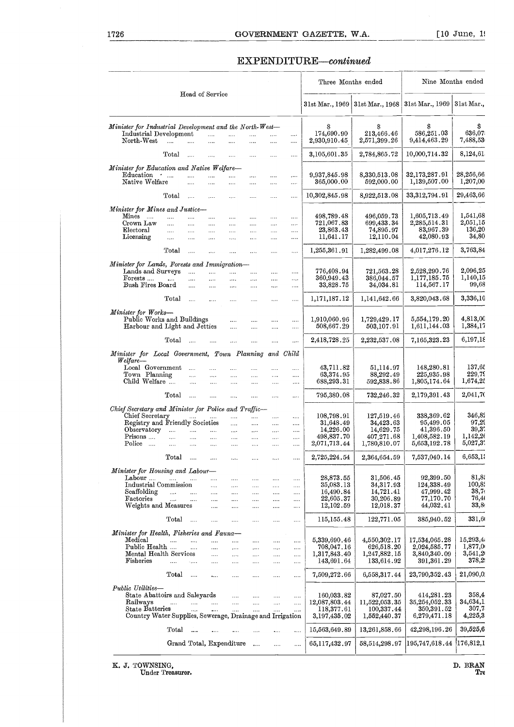## EXPENDITURE—*continued*

| Head of Service | Three Months ended | | Nine Months ended | |
|---|---|---|---|---|
| | 31st Mar., 1969 | 31st Mar., 1968 | 31st Mar., 1969 | 31st Mar., |
| | $ | $ | $ | $ |
| *Minister for Industrial Development and the North-West—* | | | | |
| Industrial Development | 174,690.90 | 213,466.46 | 586,251.03 | 636,07 |
| North-West | 2,930,910.45 | 2,571,399.26 | 9,414,463.29 | 7,488,53 |
| Total | 3,105,601.35 | 2,784,865.72 | 10,000,714.32 | 8,124,61 |
| *Minister for Education and Native Welfare—* | | | | |
| Education | 9,937,845.98 | 8,330,513.08 | 32,173,287.91 | 28,256,66 |
| Native Welfare | 365,000.00 | 592,000.00 | 1,139,507.00 | 1,207,00 |
| Total | 10,302,845.98 | 8,922,513.08 | 33,312,794.91 | 29,463,66 |
| *Minister for Mines and Justice—* | | | | |
| Mines | 498,789.48 | 496,059.73 | 1,605,713.49 | 1,541,68 |
| Crown Law | 721,067.83 | 699,433.34 | 2,285,514.31 | 2,051,15 |
| Electoral | 23,863.43 | 74,895.97 | 83,967.39 | 136,20 |
| Licensing | 11,641.17 | 12,110.04 | 42,080.93 | 34,80 |
| Total | 1,255,361.91 | 1,282,499.08 | 4,017,276.12 | 3,763,84 |
| *Minister for Lands, Forests and Immigration—* | | | | |
| Lands and Surveys | 776,408.94 | 721,563.28 | 2,528,290.76 | 2,096,25 |
| Forests | 360,949.43 | 386,044.57 | 1,177,185.75 | 1,140,15 |
| Bush Fires Board | 33,828.75 | 34,034.81 | 114,567.17 | 99,68 |
| Total | 1,171,187.12 | 1,141,642.66 | 3,820,043.68 | 3,336,10 |
| *Minister for Works—* | | | | |
| Public Works and Buildings | 1,910,060.96 | 1,729,429.17 | 5,554,179.20 | 4,813,00 |
| Harbour and Light and Jetties | 508,667.29 | 503,107.91 | 1,611,144.03 | 1,384,17 |
| Total | 2,418,728.25 | 2,232,537.08 | 7,165,323.23 | 6,197,18 |
| *Minister for Local Government, Town Planning and Child Welfare—* | | | | |
| Local Government | 43,711.82 | 51,114.97 | 148,280.81 | 137,66 |
| Town Planning | 63,374.95 | 88,292.49 | 225,935.98 | 229,79 |
| Child Welfare | 688,293.31 | 592,838.86 | 1,805,174.64 | 1,674,25 |
| Total | 795,380.08 | 732,246.32 | 2,179,391.43 | 2,041,70 |
| *Chief Secretary and Minister for Police and Traffic—* | | | | |
| Chief Secretary | 108,798.91 | 127,519.46 | 338,369.62 | 346,82 |
| Registry and Friendly Societies | 31,648.49 | 34,423.63 | 95,499.05 | 97,29 |
| Observatory | 14,226.00 | 14,629.75 | 41,396.50 | 39,37 |
| Prisons | 498,837.70 | 407,271.68 | 1,408,582.19 | 1,142,26 |
| Police | 2,071,713.44 | 1,780,810.07 | 5,653,192.78 | 5,027,37 |
| Total | 2,725,224.54 | 2,364,654.59 | 7,537,040.14 | 6,653,13 |
| *Minister for Housing and Labour—* | | | | |
| Labour | 28,873.55 | 31,506.45 | 92,399.50 | 81,81 |
| Industrial Commission | 35,083.13 | 34,317.93 | 124,338.49 | 100,82 |
| Scaffolding | 16,490.84 | 14,721.41 | 47,999.42 | 38,74 |
| Factories | 22,605.37 | 30,206.89 | 77,170.70 | 76,40 |
| Weights and Measures | 12,102.59 | 12,018.37 | 44,032.41 | 33,84 |
| Total | 115,155.48 | 122,771.05 | 385,940.52 | 331,60 |
| *Minister for Health, Fisheries and Fauna—* | | | | |
| Medical | 5,339,690.46 | 4,550,302.17 | 17,534,065.28 | 15,293,4 |
| Public Health | 708,047.16 | 626,518.20 | 2,024,585.77 | 1,877,0 |
| Mental Health Services | 1,317,843.40 | 1,247,882.15 | 3,840,340.09 | 3,541,2 |
| Fisheries | 143,691.64 | 133,614.92 | 391,361.29 | 378,2 |
| Total | 7,509,272.66 | 6,558,317.44 | 23,790,352.43 | 21,090,0 |
| *Public Utilities—* | | | | |
| State Abattoirs and Saleyards | 160,033.82 | 87,027.50 | 414,281.23 | 358,4 |
| Railways | 12,087,803.44 | 11,522,053.35 | 35,254,052.33 | 34,634,1 |
| State Batteries | 118,377.61 | 100,337.44 | 350,391.52 | 307,7 |
| Country Water Supplies, Sewerage, Drainage and Irrigation | 3,197,435.02 | 1,552,440.37 | 6,279,471.18 | 4,225,3 |
| Total | 15,563,649.89 | 13,261,858.66 | 42,298,196.26 | 39,525,6 |
| Grand Total, Expenditure | 65,117,432.97 | 58,514,298.97 | 195,747,618.44 | 176,812,1 |

K. J. TOWNSING,
Under Treasurer.

D. BRAN
Tre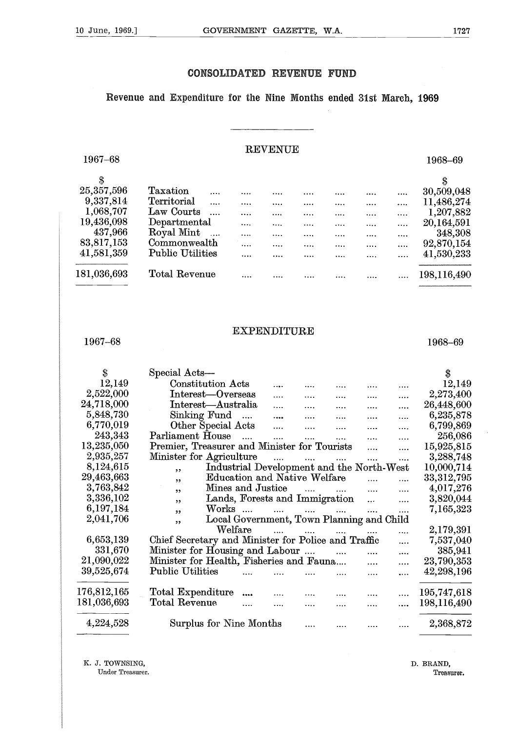## CONSOLIDATED REVENUE FUND

### Revenue and Expenditure for the Nine Months ended 31st March, 1969

#### REVENUE

| 1967–68 | | 1968–69 |
|---|---|---|
| $ | | $ |
| 25,357,596 | Taxation | 30,509,048 |
| 9,337,814 | Territorial | 11,486,274 |
| 1,068,707 | Law Courts | 1,207,882 |
| 19,436,098 | Departmental | 20,164,591 |
| 437,966 | Royal Mint | 348,308 |
| 83,817,153 | Commonwealth | 92,870,154 |
| 41,581,359 | Public Utilities | 41,530,233 |
| 181,036,693 | Total Revenue | 198,116,490 |

#### EXPENDITURE

| 1967–68 | | 1968–69 |
|---|---|---|
| $ | Special Acts— | $ |
| 12,149 | Constitution Acts | 12,149 |
| 2,522,000 | Interest—Overseas | 2,273,400 |
| 24,718,000 | Interest—Australia | 26,448,600 |
| 5,848,730 | Sinking Fund | 6,235,878 |
| 6,770,019 | Other Special Acts | 6,799,869 |
| 243,343 | Parliament House | 256,086 |
| 13,235,050 | Premier, Treasurer and Minister for Tourists | 15,925,815 |
| 2,935,257 | Minister for Agriculture | 3,288,748 |
| 8,124,615 | ,, Industrial Development and the North-West | 10,000,714 |
| 29,463,663 | ,, Education and Native Welfare | 33,312,795 |
| 3,763,842 | ,, Mines and Justice | 4,017,276 |
| 3,336,102 | ,, Lands, Forests and Immigration | 3,820,044 |
| 6,197,184 | ,, Works | 7,165,323 |
| 2,041,706 | ,, Local Government, Town Planning and Child Welfare | 2,179,391 |
| 6,653,139 | Chief Secretary and Minister for Police and Traffic | 7,537,040 |
| 331,670 | Minister for Housing and Labour | 385,941 |
| 21,090,022 | Minister for Health, Fisheries and Fauna | 23,790,353 |
| 39,525,674 | Public Utilities | 42,298,196 |
| 176,812,165 | Total Expenditure | 195,747,618 |
| 181,036,693 | Total Revenue | 198,116,490 |
| 4,224,528 | Surplus for Nine Months | 2,368,872 |

K. J. TOWNSING,
Under Treasurer.

D. BRAND,
Treasurer.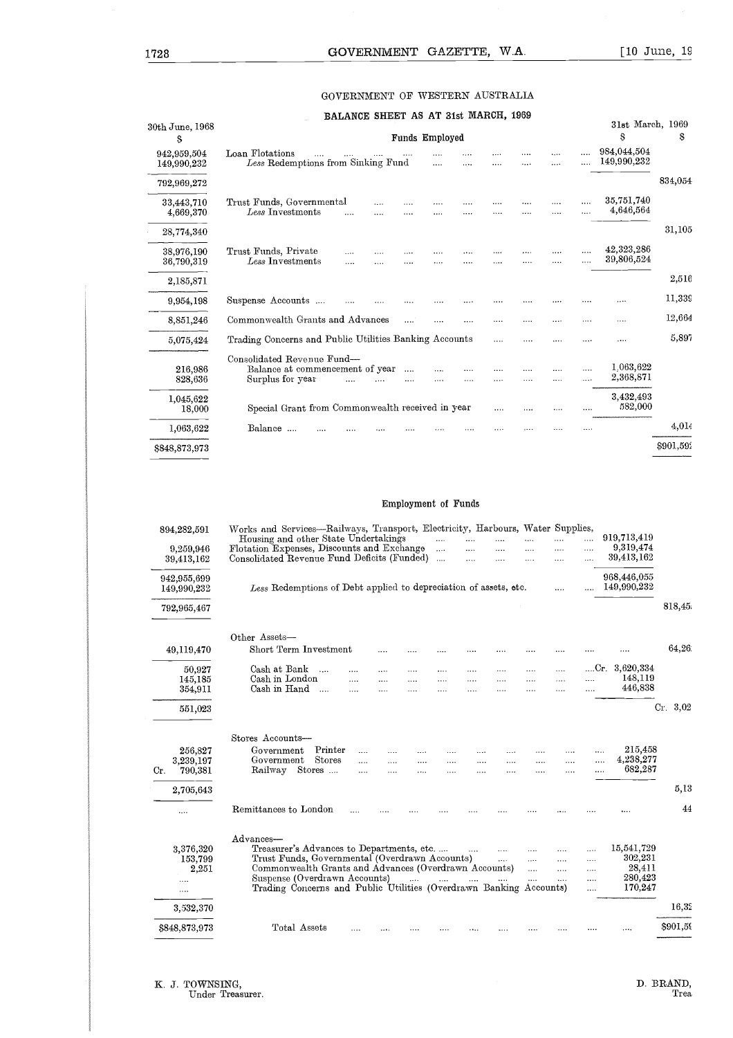# GOVERNMENT OF WESTERN AUSTRALIA

## BALANCE SHEET AS AT 31st MARCH, 1969

### Funds Employed

| 30th June, 1968 $ | | 31st March, 1969 $ | $ |
|---|---|---|---|
| 942,959,504 | Loan Flotations | 984,044,504 | |
| 149,990,232 | *Less* Redemptions from Sinking Fund | 149,990,232 | |
| 792,969,272 | | | 834,054 |
| 33,443,710 | Trust Funds, Governmental | 35,751,740 | |
| 4,669,370 | *Less* Investments | 4,646,564 | |
| 28,774,340 | | | 31,105 |
| 38,976,190 | Trust Funds, Private | 42,323,286 | |
| 36,790,319 | *Less* Investments | 39,806,524 | |
| 2,185,871 | | | 2,516 |
| 9,954,198 | Suspense Accounts | .... | 11,339 |
| 8,851,246 | Commonwealth Grants and Advances | .... | 12,664 |
| 5,075,424 | Trading Concerns and Public Utilities Banking Accounts | .... | 5,897 |
| | Consolidated Revenue Fund— | | |
| 216,986 | Balance at commencement of year | 1,063,622 | |
| 828,636 | Surplus for year | 2,368,871 | |
| 1,045,622 | | 3,432,493 | |
| 18,000 | Special Grant from Commonwealth received in year | 582,000 | |
| 1,063,622 | Balance | | 4,014 |
| $848,873,973 | | | $901,59 |

### Employment of Funds

| 30th June, 1968 $ | | 31st March, 1969 $ | $ |
|---|---|---|---|
| 894,282,591 | Works and Services—Railways, Transport, Electricity, Harbours, Water Supplies, Housing and other State Undertakings | 919,713,419 | |
| 9,259,946 | Flotation Expenses, Discounts and Exchange | 9,319,474 | |
| 39,413,162 | Consolidated Revenue Fund Deficits (Funded) | 39,413,162 | |
| 942,955,699 | | 968,446,055 | |
| 149,990,232 | *Less* Redemptions of Debt applied to depreciation of assets, etc. | 149,990,232 | |
| 792,965,467 | | | 818,45 |
| | Other Assets— | | |
| 49,119,470 | Short Term Investment | .... | 64,26 |
| 50,927 | Cash at Bank | Cr. 3,620,334 | |
| 145,185 | Cash in London | 148,119 | |
| 354,911 | Cash in Hand | 446,838 | |
| 551,023 | | | Cr. 3,02 |
| | Stores Accounts— | | |
| 256,827 | Government Printer | 215,458 | |
| 3,239,197 | Government Stores | 4,238,277 | |
| Cr. 790,381 | Railway Stores | 682,287 | |
| 2,705,643 | | | 5,13 |
| .... | Remittances to London | .... | 44 |
| | Advances— | | |
| 3,376,320 | Treasurer's Advances to Departments, etc. | 15,541,729 | |
| 153,799 | Trust Funds, Governmental (Overdrawn Accounts) | 302,231 | |
| 2,251 | Commonwealth Grants and Advances (Overdrawn Accounts) | 28,411 | |
| .... | Suspense (Overdrawn Accounts) | 280,423 | |
| .... | Trading Concerns and Public Utilities (Overdrawn Banking Accounts) | 170,247 | |
| 3,532,370 | | | 16,32 |
| $848,873,973 | Total Assets | .... | $901,59 |

K. J. TOWNSING,
Under Treasurer.

D. BRAND,
Trea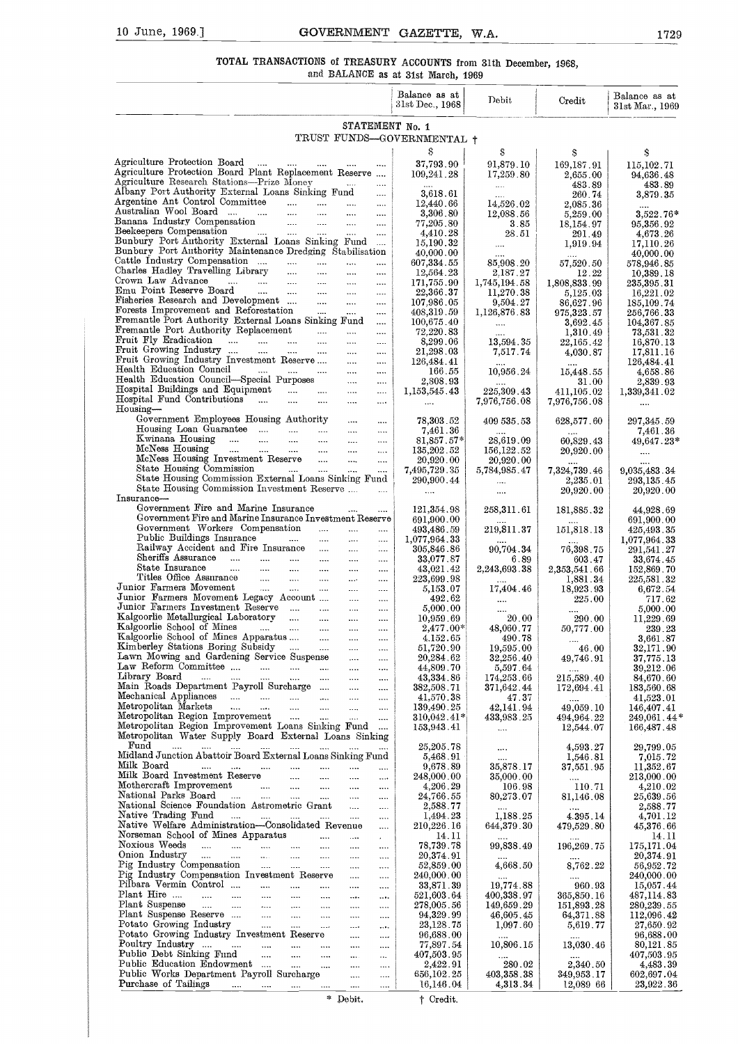# TOTAL TRANSACTIONS of TREASURY ACCOUNTS from 31th December, 1968, and BALANCE as at 31st March, 1969

## STATEMENT No. 1

### TRUST FUNDS—GOVERNMENTAL †

| | Balance as at 31st Dec., 1968 | Debit | Credit | Balance as at 31st Mar., 1969 |
|---|---|---|---|---|
| | $ | $ | $ | $ |
| Agriculture Protection Board | 37,793.90 | 91,879.10 | 169,187.91 | 115,102.71 |
| Agriculture Protection Board Plant Replacement Reserve | 109,241.28 | 17,259.80 | 2,655.00 | 94,636.48 |
| Agriculture Research Stations—Prize Money | .... | .... | 483.89 | 483.89 |
| Albany Port Authority External Loans Sinking Fund | 3,618.61 | .... | 260.74 | 3,879.35 |
| Argentine Ant Control Committee | 12,440.66 | 14,526.02 | 2,085.36 | .... |
| Australian Wool Board | 3,306.80 | 12,088.56 | 5,259.00 | 3,522.76* |
| Banana Industry Compensation | 77,205.80 | 3.85 | 18,154.97 | 95,356.92 |
| Beekeepers Compensation | 4,410.28 | 28.51 | 291.49 | 4,673.26 |
| Bunbury Port Authority External Loans Sinking Fund | 15,190.32 | .... | 1,919.94 | 17,110.26 |
| Bunbury Port Authority Maintenance Dredging Stabilisation | 40,000.00 | .... | .... | 40,000.00 |
| Cattle Industry Compensation | 607,334.55 | 85,908.20 | 57,520.50 | 578,946.85 |
| Charles Hadley Travelling Library | 12,564.23 | 2,187.27 | 12.22 | 10,389.18 |
| Crown Law Advance | 171,755.90 | 1,745,194.58 | 1,808,833.99 | 235,395.31 |
| Emu Point Reserve Board | 22,366.37 | 11,270.38 | 5,125.03 | 16,221.02 |
| Fisheries Research and Development | 107,986.05 | 9,504.27 | 86,627.96 | 185,109.74 |
| Forests Improvement and Reforestation | 408,319.59 | 1,126,876.83 | 975,323.57 | 256,766.33 |
| Fremantle Port Authority External Loans Sinking Fund | 100,675.40 | .... | 3,692.45 | 104,367.85 |
| Fremantle Port Authority Replacement | 72,220.83 | .... | 1,310.49 | 73,531.32 |
| Fruit Fly Eradication | 8,299.06 | 13,594.35 | 22,165.42 | 16,870.13 |
| Fruit Growing Industry | 21,298.03 | 7,517.74 | 4,030.87 | 17,811.16 |
| Fruit Growing Industry Investment Reserve | 126,484.41 | .... | .... | 126,484.41 |
| Health Education Council | 166.55 | 10,956.24 | 15,448.55 | 4,658.86 |
| Health Education Council—Special Purposes | 2,808.93 | .... | 31.00 | 2,839.93 |
| Hospital Buildings and Equipment | 1,153,545.43 | 225,309.43 | 411,105.02 | 1,339,341.02 |
| Hospital Fund Contributions | .... | 7,976,756.08 | 7,976,756.08 | .... |
| Housing— | | | | |
| Government Employees Housing Authority | 78,303.52 | 409 535.53 | 628,577.60 | 297,345.59 |
| Housing Loan Guarantee | 7,461.36 | .... | .... | 7,461.36 |
| Kwinana Housing | 81,857.57* | 28,619.09 | 60,829.43 | 49,647.23* |
| McNess Housing | 135,202.52 | 156,122.52 | 20,920.00 | .... |
| McNess Housing Investment Reserve | 20,920.00 | 20,920.00 | .... | .... |
| State Housing Commission | 7,495,729.35 | 5,784,985.47 | 7,324,739.46 | 9,035,483.34 |
| State Housing Commission External Loans Sinking Fund | 290,900.44 | .... | 2,235.01 | 293,135.45 |
| State Housing Commission Investment Reserve | .... | .... | 20,920.00 | 20,920.00 |
| Insurance— | | | | |
| Government Fire and Marine Insurance | 121,354.98 | 258,311.61 | 181,885.32 | 44,928.69 |
| Government Fire and Marine Insurance Investment Reserve | 691,900.00 | .... | .... | 691,900.00 |
| Government Workers Compensation | 493,486.59 | 219,811.37 | 151,818.13 | 425,493.35 |
| Public Buildings Insurance | 1,077,964.33 | .... | .... | 1,077,964.33 |
| Railway Accident and Fire Insurance | 305,846.86 | 90,704.34 | 76,398.75 | 291,541.27 |
| Sheriffs Assurance | 33,077.87 | 6.89 | 603.47 | 33,674.45 |
| State Insurance | 43,021.42 | 2,243,693.38 | 2,353,541.66 | 152,869.70 |
| Titles Office Assurance | 223,699.98 | .... | 1,881.34 | 225,581.32 |
| Junior Farmers Movement | 5,153.07 | 17,404.46 | 18,923.93 | 6,672.54 |
| Junior Farmers Movement Legacy Account | 492.62 | .... | 225.00 | 717.62 |
| Junior Farmers Investment Reserve | 5,000.00 | .... | .... | 5,000.00 |
| Kalgoorlie Metallurgical Laboratory | 10,959.69 | 20.00 | 290.00 | 11,229.69 |
| Kalgoorlie School of Mines | 2,477.00* | 48,060.77 | 50,777.00 | 239.23 |
| Kalgoorlie School of Mines Apparatus | 4,152.65 | 490.78 | .... | 3,661.87 |
| Kimberley Stations Boring Subsidy | 51,720.90 | 19,595.00 | 46.00 | 32,171.90 |
| Lawn Mowing and Gardening Service Suspense | 20,284.62 | 32,256.40 | 49,746.91 | 37,775.13 |
| Law Reform Committee | 44,809.70 | 5,597.64 | .... | 39,212.06 |
| Library Board | 43,334.86 | 174,253.66 | 215,589.40 | 84,670.60 |
| Main Roads Department Payroll Surcharge | 382,508.71 | 371,642.44 | 172,694.41 | 183,560.68 |
| Mechanical Appliances | 41,570.38 | 47.37 | .... | 41,523.01 |
| Metropolitan Markets | 139,490.25 | 42,141.94 | 49,059.10 | 146,407.41 |
| Metropolitan Region Improvement | 310,042.41* | 433,983.25 | 494,964.22 | 249,061.44* |
| Metropolitan Region Improvement Loans Sinking Fund | 153,943.41 | .... | 12,544.07 | 166,487.48 |
| Metropolitan Water Supply Board External Loans Sinking Fund | 25,205.78 | .... | 4,593.27 | 29,799.05 |
| Midland Junction Abattoir Board External Loans Sinking Fund | 5,468.91 | .... | 1,546.81 | 7,015.72 |
| Milk Board | 9,678.89 | 35,878.17 | 37,551.95 | 11,352.67 |
| Milk Board Investment Reserve | 248,000.00 | 35,000.00 | .... | 213,000.00 |
| Mothercraft Improvement | 4,206.29 | 106.98 | 110.71 | 4,210.02 |
| National Parks Board | 24,766.55 | 80,273.07 | 81,146.08 | 25,639.56 |
| National Science Foundation Astrometric Grant | 2,588.77 | .... | .... | 2,588.77 |
| Native Trading Fund | 1,494.23 | 1,188.25 | 4,395.14 | 4,701.12 |
| Native Welfare Administration—Consolidated Revenue | 210,226.16 | 644,379.30 | 479,529.80 | 45,376.66 |
| Norseman School of Mines Apparatus | 14.11 | .... | .... | 14.11 |
| Noxious Weeds | 78,739.78 | 99,838.49 | 196,269.75 | 175,171.04 |
| Onion Industry | 20,374.91 | .... | .... | 20,374.91 |
| Pig Industry Compensation | 52,859.00 | 4,668.50 | 8,762.22 | 56,952.72 |
| Pig Industry Compensation Investment Reserve | 240,000.00 | .... | .... | 240,000.00 |
| Pilbara Vermin Control | 33,871.39 | 19,774.88 | 960.93 | 15,057.44 |
| Plant Hire | 521,603.64 | 400,338.97 | 365,850.16 | 487,114.83 |
| Plant Suspense | 278,005.56 | 149,659.29 | 151,893.28 | 280,239.55 |
| Plant Suspense Reserve | 94,329.99 | 46,605.45 | 64,371.88 | 112,096.42 |
| Potato Growing Industry | 23,128.75 | 1,097.60 | 5,619.77 | 27,650.92 |
| Potato Growing Industry Investment Reserve | 96,688.00 | .... | .... | 96,688.00 |
| Poultry Industry | 77,897.54 | 10,806.15 | 13,030.46 | 80,121.85 |
| Public Debt Sinking Fund | 407,503.95 | .... | .... | 407,503.95 |
| Public Education Endowment | 2,422.91 | 280.02 | 2,340.50 | 4,483.39 |
| Public Works Department Payroll Surcharge | 656,102.25 | 403,358.38 | 349,953.17 | 602,697.04 |
| Purchase of Tailings | 16,146.04 | 4,313.34 | 12,089 66 | 23,922.36 |

\* Debit. † Credit.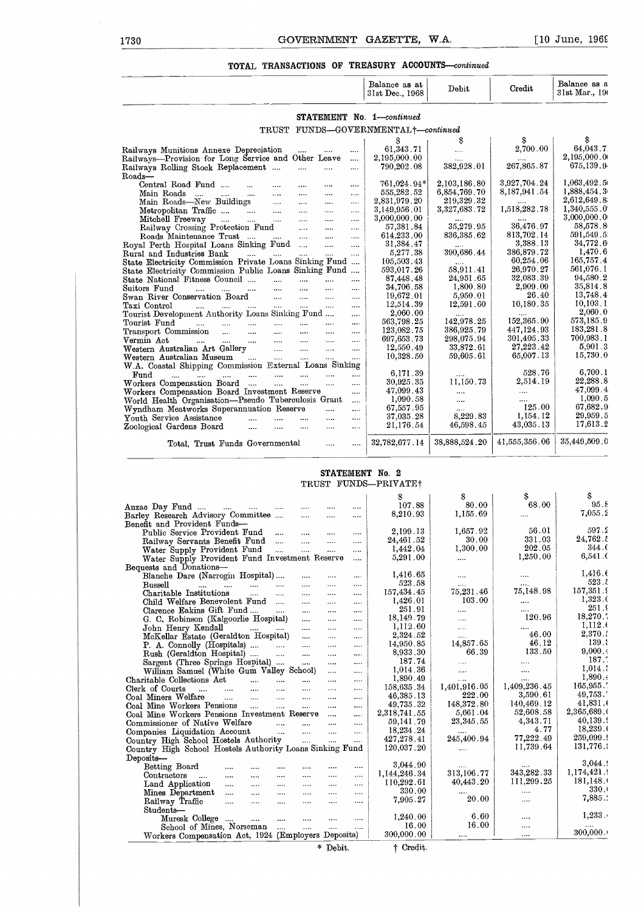## TOTAL TRANSACTIONS OF TREASURY ACCOUNTS—*continued*

### STATEMENT No. 1—*continued*

TRUST FUNDS—GOVERNMENTAL†—*continued*

| | Balance as at 31st Dec., 1968 | Debit | Credit | Balance as a 31st Mar., 19 |
|---|---|---|---|---|
| | $ | $ | $ | $ |
| Railways Munitions Annexe Depreciation | 61,343.71 | .... | 2,700.00 | 64,043.7 |
| Railways—Provision for Long Service and Other Leave | 2,195,000.00 | .... | .... | 2,195,000.0 |
| Railways Rolling Stock Replacement | 790,202.08 | 382,928.01 | 267,865.87 | 675,139.9 |
| Roads— | | | | |
| Central Road Fund | 761,024.94* | 2,103,186.80 | 3,927,704.24 | 1,063,492.5 |
| Main Roads | 555,282.52 | 6,854,769.70 | 8,187,941.54 | 1,888,454.3 |
| Main Roads—New Buildings | 2,831,979.20 | 219,329.32 | .... | 2,612,649.8 |
| Metropolitan Traffic | 3,149,956.01 | 3,327,683.72 | 1,518,282.78 | 1,340,555.0 |
| Mitchell Freeway | 3,000,000.00 | .... | .... | 3,000,000.0 |
| Railway Crossing Protection Fund | 57,381.84 | 35,279.95 | 36,476.97 | 58,578.8 |
| Roads Maintenance Trust | 614,233.00 | 836,385.62 | 813,702.14 | 591,549.5 |
| Royal Perth Hospital Loans Sinking Fund | 31,384.47 | .... | 3,388.13 | 34,772.6 |
| Rural and Industries Bank | 5,277.38 | 390,686.44 | 386,879.72 | 1,470.6 |
| State Electricity Commission Private Loans Sinking Fund | 105,503.43 | .... | 60,254.06 | 165,757.4 |
| State Electricity Commission Public Loans Sinking Fund | 593,017.26 | 58,911.41 | 26,970.27 | 561,076.1 |
| State National Fitness Council | 87,448.48 | 24,951.65 | 32,083.39 | 94,580.2 |
| Suitors Fund | 34,706.58 | 1,800.80 | 2,909.09 | 35,814.8 |
| Swan River Conservation Board | 19,672.01 | 5,950.01 | 26.40 | 13,748.4 |
| Taxi Control | 12,514.39 | 12,591.60 | 10,180.35 | 10,103.1 |
| Tourist Development Authority Loans Sinking Fund | 2,060.00 | .... | .... | 2,060.0 |
| Tourist Fund | 563,798.25 | 142,978.25 | 152,365.90 | 573,185.9 |
| Transport Commission | 123,082.75 | 386,925.79 | 447,124.93 | 183,281.8 |
| Vermin Act | 697,653.73 | 298,075.94 | 301,405.33 | 700,983.1 |
| Western Australian Art Gallery | 12,550.49 | 33,872.61 | 27,223.42 | 5,901.3 |
| Western Australian Museum | 10,328.50 | 59,605.61 | 65,007.13 | 15,730.0 |
| W.A. Coastal Shipping Commission External Loans Sinking Fund | 6,171.39 | .... | 528.76 | 6,700.1 |
| Workers Compensation Board | 30,925.35 | 11,150.73 | 2,514.19 | 22,288.8 |
| Workers Compensation Board Investment Reserve | 47,099.43 | .... | .... | 47,099.4 |
| World Health Organisation—Pseudo Tuberculosis Grant | 1,090.58 | .... | .... | 1,090.5 |
| Wyndham Meatworks Superannuation Reserve | 67,557.95 | .... | 125.00 | 67,682.9 |
| Youth Service Assistance | 37,035.28 | 8,229.83 | 1,154.12 | 29,959.5 |
| Zoological Gardens Board | 21,176.54 | 46,598.45 | 43,035.13 | 17,613.2 |
| Total, Trust Funds Governmental | 32,782,677.14 | 38,888,524.20 | 41,555,356.06 | 35,449,509.0 |

### STATEMENT No. 2

TRUST FUNDS—PRIVATE†

| | Balance as at 31st Dec., 1968 | Debit | Credit | Balance as a 31st Mar., 19 |
|---|---|---|---|---|
| | $ | $ | $ | $ |
| Anzac Day Fund | 107.88 | 80.00 | 68.00 | 95.8 |
| Barley Research Advisory Committee | 8,210.93 | 1,155.69 | .... | 7,055.2 |
| Benefit and Provident Funds— | | | | |
| Public Service Provident Fund | 2,199.13 | 1,657.92 | 56.01 | 597.2 |
| Railway Servants Benefit Fund | 24,461.52 | 30.00 | 331.03 | 24,762.5 |
| Water Supply Provident Fund | 1,442.04 | 1,300.00 | 202.05 | 344.0 |
| Water Supply Provident Fund Investment Reserve | 5,291.00 | .... | 1,250.00 | 6,541.0 |
| Bequests and Donations— | | | | |
| Blanche Dare (Narrogin Hospital) | 1,416.65 | .... | .... | 1,416.6 |
| Bussell | 523.58 | .... | .... | 523.5 |
| Charitable Institutions | 157,434.45 | 75,231.46 | 75,148.98 | 157,351.9 |
| Child Welfare Benevolent Fund | 1,426.01 | 103.00 | .... | 1,323.0 |
| Clarence Eakins Gift Fund | 251.91 | .... | .... | 251.9 |
| G. C. Robinson (Kalgoorlie Hospital) | 18,149.79 | .... | 120.96 | 18,270.7 |
| John Henry Kendall | 1,112.60 | .... | .... | 1,112.6 |
| McKellar Estate (Geraldton Hospital) | 2,324.52 | .... | 46.00 | 2,370.5 |
| P. A. Connolly (Hospitals) | 14,950.85 | 14,857.65 | 46.12 | 139.3 |
| Rush (Geraldton Hospital) | 8,933.30 | 66.39 | 133.50 | 9,000.4 |
| Sargent (Three Springs Hospital) | 187.74 | .... | .... | 187.7 |
| William Samuel (White Gum Valley School) | 1,014.36 | .... | .... | 1,014.3 |
| Charitable Collections Act | 1,890.49 | .... | .... | 1,890.4 |
| Clerk of Courts | 158,635.34 | 1,401,916.05 | 1,409,236.45 | 165,955.7 |
| Coal Miners Welfare | 46,385.13 | 222.00 | 3,590.61 | 49,753.7 |
| Coal Mine Workers Pensions | 49,735.32 | 148,372.80 | 140,469.12 | 41,831.6 |
| Coal Mine Workers Pensions Investment Reserve | 2,318,741.55 | 5,661.04 | 52,608.58 | 2,365,689.0 |
| Commissioner of Native Welfare | 59,141.79 | 23,345.55 | 4,343.71 | 40,139.9 |
| Companies Liquidation Account | 18,234.24 | .... | 4.77 | 18,239.0 |
| Country High School Hostels Authority | 427,278.41 | 245,400.94 | 77,222.49 | 259,099.9 |
| Country High School Hostels Authority Loans Sinking Fund | 120,037.20 | .... | 11,739.64 | 131,776.8 |
| Deposits— | | | | |
| Betting Board | 3,044.90 | .... | .... | 3,044.9 |
| Contractors | 1,144,246.34 | 313,106.77 | 343,282.33 | 1,174,421.9 |
| Land Application | 110,292.61 | 40,443.20 | 111,299.25 | 181,148.6 |
| Mines Department | 330.00 | .... | .... | 330.0 |
| Railway Traffic | 7,905.27 | 20.00 | .... | 7,885.2 |
| Students— | | | | |
| Muresk College | 1,240.00 | 6.60 | .... | 1,233.4 |
| School of Mines, Norseman | 16.00 | 16.00 | .... | .... |
| Workers Compensation Act, 1924 (Employers Deposits) | 300,000.00 | .... | .... | 300,000.0 |

\* Debit. † Credit.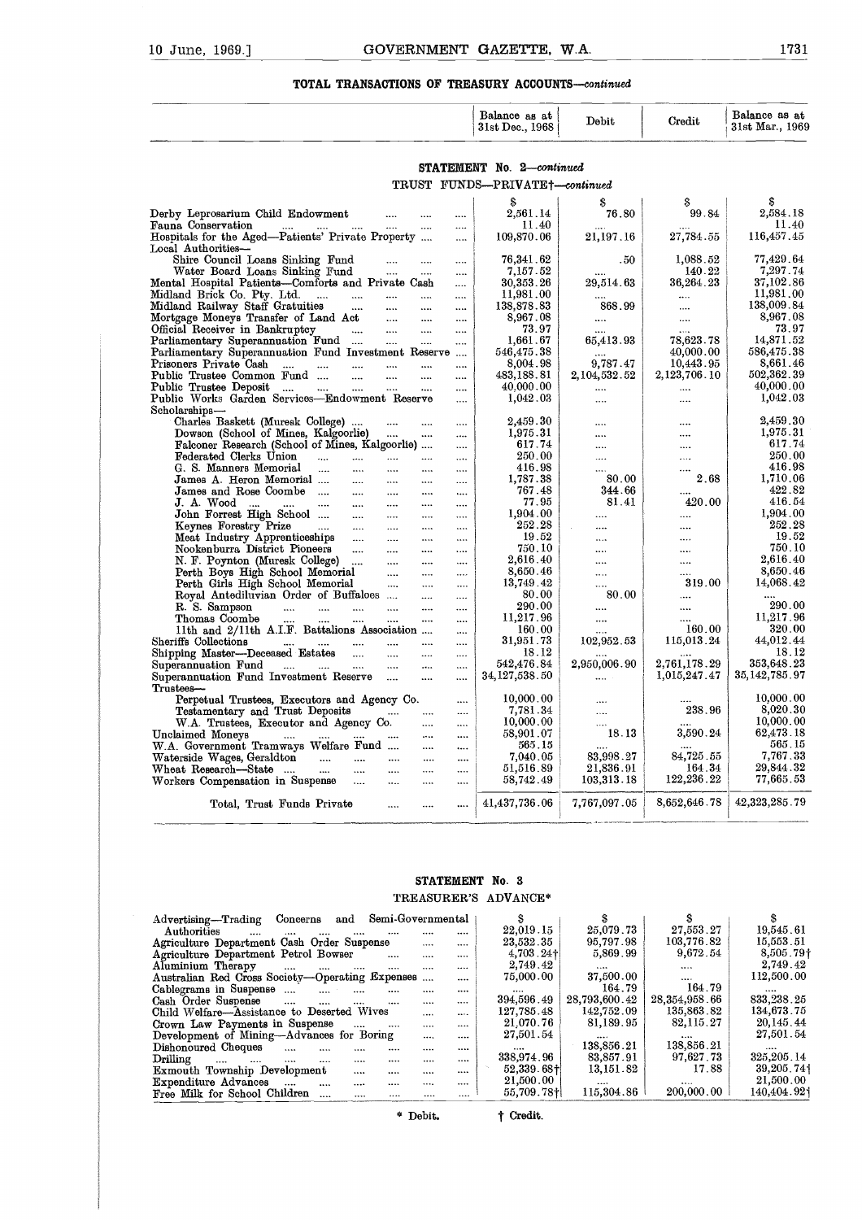## TOTAL TRANSACTIONS OF TREASURY ACCOUNTS—*continued*

### STATEMENT No. 2—*continued*

TRUST FUNDS—PRIVATE†—*continued*

| | Balance as at 31st Dec., 1968 | Debit | Credit | Balance as at 31st Mar., 1969 |
|---|---|---|---|---|
| | $ | $ | $ | $ |
| Derby Leprosarium Child Endowment | 2,561.14 | 76.80 | 99.84 | 2,584.18 |
| Fauna Conservation | 11.40 | .... | .... | 11.40 |
| Hospitals for the Aged—Patients' Private Property | 109,870.06 | 21,197.16 | 27,784.55 | 116,457.45 |
| Local Authorities— | | | | |
| Shire Council Loans Sinking Fund | 76,341.62 | .50 | 1,088.52 | 77,429.64 |
| Water Board Loans Sinking Fund | 7,157.52 | .... | 140.22 | 7,297.74 |
| Mental Hospital Patients—Comforts and Private Cash | 30,353.26 | 29,514.63 | 36,264.23 | 37,102.86 |
| Midland Brick Co. Pty. Ltd. | 11,981.00 | .... | .... | 11,981.00 |
| Midland Railway Staff Gratuities | 138,878.83 | 868.99 | .... | 138,009.84 |
| Mortgage Moneys Transfer of Land Act | 8,967.08 | .... | .... | 8,967.08 |
| Official Receiver in Bankruptcy | 73.97 | .... | .... | 73.97 |
| Parliamentary Superannuation Fund | 1,661.67 | 65,413.93 | 78,623.78 | 14,871.52 |
| Parliamentary Superannuation Fund Investment Reserve | 546,475.38 | .... | 40,000.00 | 586,475.38 |
| Prisoners Private Cash | 8,004.98 | 9,787.47 | 10,443.95 | 8,661.46 |
| Public Trustee Common Fund | 483,188.81 | 2,104,532.52 | 2,123,706.10 | 502,362.39 |
| Public Trustee Deposit | 40,000.00 | .... | .... | 40,000.00 |
| Public Works Garden Services—Endowment Reserve | 1,042.03 | .... | .... | 1,042.03 |
| Scholarships— | | | | |
| Charles Baskett (Muresk College) | 2,459.30 | .... | .... | 2,459.30 |
| Dowson (School of Mines, Kalgoorlie) | 1,975.31 | .... | .... | 1,975.31 |
| Falconer Research (School of Mines, Kalgoorlie) | 617.74 | .... | .... | 617.74 |
| Federated Clerks Union | 250.00 | .... | .... | 250.00 |
| G. S. Manners Memorial | 416.98 | .... | .... | 416.98 |
| James A. Heron Memorial | 1,787.38 | 80.00 | 2.68 | 1,710.06 |
| James and Rose Coombe | 767.48 | 344.66 | .... | 422.82 |
| J. A. Wood | 77.95 | 81.41 | 420.00 | 416.54 |
| John Forrest High School | 1,904.00 | .... | .... | 1,904.00 |
| Keynes Forestry Prize | 252.28 | .... | .... | 252.28 |
| Meat Industry Apprenticeships | 19.52 | .... | .... | 19.52 |
| Nookenburra District Pioneers | 750.10 | .... | .... | 750.10 |
| N. F. Poynton (Muresk College) | 2,616.40 | .... | .... | 2,616.40 |
| Perth Boys High School Memorial | 8,650.46 | .... | .... | 8,650.46 |
| Perth Girls High School Memorial | 13,749.42 | .... | 319.00 | 14,068.42 |
| Royal Antediluvian Order of Buffaloes | 80.00 | 80.00 | .... | .... |
| R. S. Sampson | 290.00 | .... | .... | 290.00 |
| Thomas Coombe | 11,217.96 | .... | .... | 11,217.96 |
| 11th and 2/11th A.I.F. Battalions Association | 160.00 | .... | 160.00 | 320.00 |
| Sheriffs Collections | 31,951.73 | 102,952.53 | 115,013.24 | 44,012.44 |
| Shipping Master—Deceased Estates | 18.12 | .... | .... | 18.12 |
| Superannuation Fund | 542,476.84 | 2,950,006.90 | 2,761,178.29 | 353,648.23 |
| Superannuation Fund Investment Reserve | 34,127,538.50 | .... | 1,015,247.47 | 35,142,785.97 |
| Trustees— | | | | |
| Perpetual Trustees, Executors and Agency Co. | 10,000.00 | .... | .... | 10,000.00 |
| Testamentary and Trust Deposits | 7,781.34 | .... | 238.96 | 8,020.30 |
| W.A. Trustees, Executor and Agency Co. | 10,000.00 | .... | .... | 10,000.00 |
| Unclaimed Moneys | 58,901.07 | 18.13 | 3,590.24 | 62,473.18 |
| W.A. Government Tramways Welfare Fund | 565.15 | .... | .... | 565.15 |
| Waterside Wages, Geraldton | 7,040.05 | 83,998.27 | 84,725.55 | 7,767.33 |
| Wheat Research—State | 51,516.89 | 21,836.91 | 164.34 | 29,844.32 |
| Workers Compensation in Suspense | 58,742.49 | 103,313.18 | 122,236.22 | 77,665.53 |
| Total, Trust Funds Private | 41,437,736.06 | 7,767,097.05 | 8,652,646.78 | 42,323,285.79 |

### STATEMENT No. 3

TREASURER'S ADVANCE*

| | Balance as at 31st Dec., 1968 | Debit | Credit | Balance as at 31st Mar., 1969 |
|---|---|---|---|---|
| | $ | $ | $ | $ |
| Advertising—Trading Concerns and Semi-Governmental Authorities | 22,019.15 | 25,079.73 | 27,553.27 | 19,545.61 |
| Agriculture Department Cash Order Suspense | 23,532.35 | 95,797.98 | 103,776.82 | 15,553.51 |
| Agriculture Department Petrol Bowser | 4,703.24† | 5,869.99 | 9,672.54 | 8,505.79† |
| Aluminium Therapy | 2,749.42 | .... | .... | 2,749.42 |
| Australian Red Cross Society—Operating Expenses | 75,000.00 | 37,500.00 | .... | 112,500.00 |
| Cablegrams in Suspense | .... | 164.79 | 164.79 | .... |
| Cash Order Suspense | 394,596.49 | 28,793,600.42 | 28,354,958.66 | 833,238.25 |
| Child Welfare—Assistance to Deserted Wives | 127,785.48 | 142,752.09 | 135,863.82 | 134,673.75 |
| Crown Law Payments in Suspense | 21,070.76 | 81,189.95 | 82,115.27 | 20,145.44 |
| Development of Mining—Advances for Boring | 27,501.54 | .... | .... | 27,501.54 |
| Dishonoured Cheques | .... | 138,856.21 | 138,856.21 | .... |
| Drilling | 338,974.96 | 83,857.91 | 97,627.73 | 325,205.14 |
| Exmouth Township Development | 52,339.68† | 13,151.82 | 17.88 | 39,205.74† |
| Expenditure Advances | 21,500.00 | .... | .... | 21,500.00 |
| Free Milk for School Children | 55,709.78† | 115,304.86 | 200,000.00 | 140,404.92† |

\* Debit. † Credit.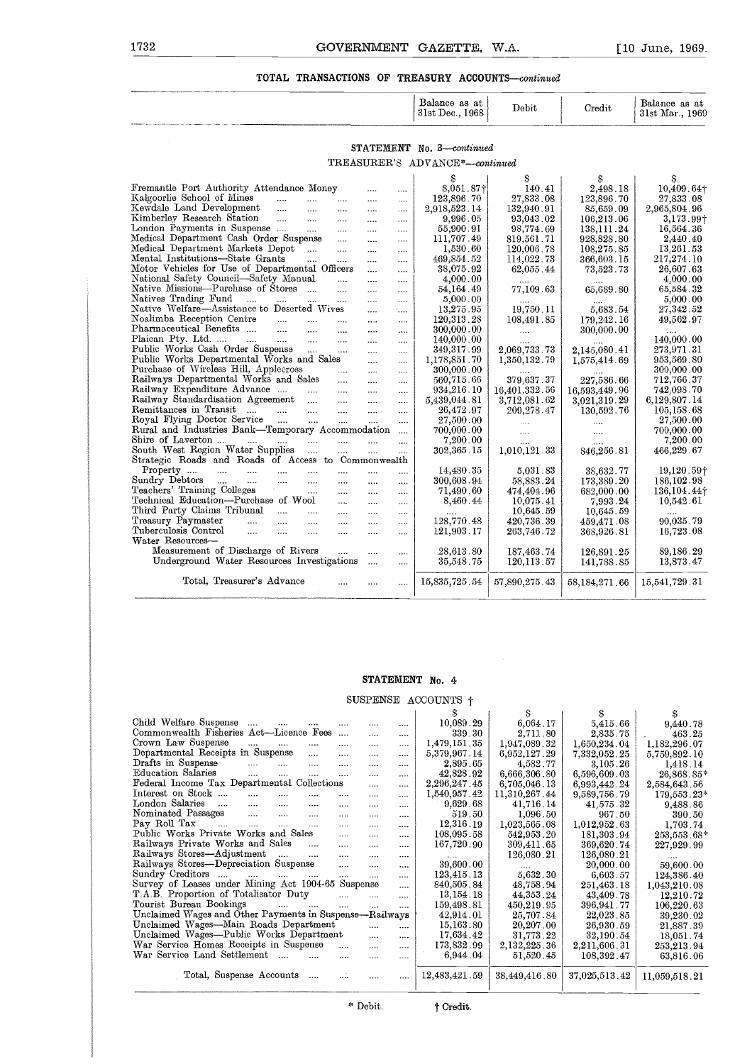## TOTAL TRANSACTIONS OF TREASURY ACCOUNTS—*continued*

### STATEMENT No. 3—*continued*

TREASURER'S ADVANCE*—*continued*

| | Balance as at 31st Dec., 1968 | Debit | Credit | Balance as at 31st Mar., 1969 |
|---|---|---|---|---|
| | $ | $ | $ | $ |
| Fremantle Port Authority Attendance Money | 8,051.87† | 140.41 | 2,498.18 | 10,409.64† |
| Kalgoorlie School of Mines | 123,896.70 | 27,833.08 | 123,896.70 | 27,833.08 |
| Kewdale Land Development | 2,918,523.14 | 132,940.91 | 85,659.09 | 2,965,804.96 |
| Kimberley Research Station | 9,996.05 | 93,043.02 | 106,213.06 | 3,173.99† |
| London Payments in Suspense | 55,900.91 | 98,774.69 | 138,111.24 | 16,564.36 |
| Medical Department Cash Order Suspense | 111,707.49 | 819,561.71 | 928,828.80 | 2,440.40 |
| Medical Department Markets Depot | 1,530.60 | 120,006.78 | 108,275.85 | 13,261.53 |
| Mental Institutions—State Grants | 469,854.52 | 114,022.73 | 366,603.15 | 217,274.10 |
| Motor Vehicles for Use of Departmental Officers | 38,075.92 | 62,055.44 | 73,523.73 | 26,607.63 |
| National Safety Council—Safety Manual | 4,000.00 | .... | .... | 4,000.00 |
| Native Missions—Purchase of Stores | 54,164.49 | 77,109.63 | 65,689.80 | 65,584.32 |
| Natives Trading Fund | 5,000.00 | .... | .... | 5,000.00 |
| Native Welfare—Assistance to Deserted Wives | 13,275.95 | 19,750.11 | 5,683.54 | 27,342.52 |
| Noalimba Reception Centre | 120,313.28 | 108,491.85 | 179,242.16 | 49,562.97 |
| Pharmaceutical Benefits | 300,000.00 | .... | 300,000.00 | .... |
| Plaican Pty. Ltd. | 140,000.00 | .... | .... | 140,000.00 |
| Public Works Cash Order Suspense | 349,317.99 | 2,069,733.73 | 2,145,080.41 | 273,971.31 |
| Public Works Departmental Works and Sales | 1,178,851.70 | 1,350,132.79 | 1,575,414.69 | 953,569.80 |
| Purchase of Wireless Hill, Applecross | 300,000.00 | .... | .... | 300,000.00 |
| Railways Departmental Works and Sales | 560,715.66 | 379,637.37 | 227,586.66 | 712,766.37 |
| Railway Expenditure Advance | 934,216.10 | 16,401,332.56 | 16,593,449.96 | 742,098.70 |
| Railway Standardisation Agreement | 5,439,044.81 | 3,712,081.62 | 3,021,319.29 | 6,129,807.14 |
| Remittances in Transit | 26,472.97 | 209,278.47 | 130,592.76 | 105,158.68 |
| Royal Flying Doctor Service | 27,500.00 | .... | .... | 27,500.00 |
| Rural and Industries Bank—Temporary Accommodation | 700,000.00 | .... | .... | 700,000.00 |
| Shire of Laverton | 7,200.00 | .... | .... | 7,200.00 |
| South West Region Water Supplies | 302,365.15 | 1,010,121.33 | 846,256.81 | 466,229.67 |
| Strategic Roads and Roads of Access to Commonwealth Property | 14,480.35 | 5,031.83 | 38,632.77 | 19,120.59† |
| Sundry Debtors | 300,608.94 | 58,883.24 | 173,389.20 | 186,102.98 |
| Teachers' Training Colleges | 71,490.60 | 474,404.96 | 682,000.00 | 136,104.44† |
| Technical Education—Purchase of Wool | 8,460.44 | 10,075.41 | 7,993.24 | 10,542.61 |
| Third Party Claims Tribunal | .... | 10,645.59 | 10,645.59 | .... |
| Treasury Paymaster | 128,770.48 | 420,736.39 | 459,471.08 | 90,035.79 |
| Tuberculosis Control | 121,903.17 | 263,746.72 | 368,926.81 | 16,723.08 |
| Water Resources— | | | | |
| Measurement of Discharge of Rivers | 28,613.80 | 187,463.74 | 126,891.25 | 89,186.29 |
| Underground Water Resources Investigations | 35,548.75 | 120,113.57 | 141,788.85 | 13,873.47 |
| Total, Treasurer's Advance | 15,835,725.54 | 57,890,275.43 | 58,184,271.66 | 15,541,729.31 |

### STATEMENT No. 4

SUSPENSE ACCOUNTS †

| | Balance as at 31st Dec., 1968 | Debit | Credit | Balance as at 31st Mar., 1969 |
|---|---|---|---|---|
| | $ | $ | $ | $ |
| Child Welfare Suspense | 10,089.29 | 6,064.17 | 5,415.66 | 9,440.78 |
| Commonwealth Fisheries Act—Licence Fees | 339.30 | 2,711.80 | 2,835.75 | 463.25 |
| Crown Law Suspense | 1,479,151.35 | 1,947,089.32 | 1,650,234.04 | 1,182,296.07 |
| Departmental Receipts in Suspense | 5,379,967.14 | 6,952,127.29 | 7,332,052.25 | 5,759,892.10 |
| Drafts in Suspense | 2,895.65 | 4,582.77 | 3,105.26 | 1,418.14 |
| Education Salaries | 42,828.92 | 6,666,306.80 | 6,596,609.03 | 26,868.85* |
| Federal Income Tax Departmental Collections | 2,296,247.45 | 6,705,046.13 | 6,993,442.24 | 2,584,643.56 |
| Interest on Stock | 1,540,957.42 | 11,310,267.44 | 9,589,756.79 | 179,553.23* |
| London Salaries | 9,629.68 | 41,716.14 | 41,575.32 | 9,488.86 |
| Nominated Passages | 519.50 | 1,096.50 | 967.50 | 390.50 |
| Pay Roll Tax | 12,316.19 | 1,023,565.08 | 1,012,952.63 | 1,703.74 |
| Public Works Private Works and Sales | 108,095.58 | 542,953.20 | 181,303.94 | 253,553.68* |
| Railways Private Works and Sales | 167,720.90 | 309,411.65 | 369,620.74 | 227,929.99 |
| Railways Stores—Adjustment | .... | 126,080.21 | 126,080.21 | .... |
| Railways Stores—Depreciation Suspense | 39,600.00 | .... | 20,000.00 | 59,600.00 |
| Sundry Creditors | 123,415.13 | 5,632.30 | 6,603.57 | 124,386.40 |
| Survey of Leases under Mining Act 1904-65 Suspense | 840,505.84 | 48,758.94 | 251,463.18 | 1,043,210.08 |
| T.A.B. Proportion of Totalisator Duty | 13,154.18 | 44,353.24 | 43,409.78 | 12,210.72 |
| Tourist Bureau Bookings | 159,498.81 | 450,219.95 | 396,941.77 | 106,220.63 |
| Unclaimed Wages and Other Payments in Suspense—Railways | 42,914.01 | 25,707.84 | 22,023.85 | 39,230.02 |
| Unclaimed Wages—Main Roads Department | 15,163.80 | 20,207.00 | 26,930.59 | 21,887.39 |
| Unclaimed Wages—Public Works Department | 17,634.42 | 31,773.22 | 32,190.54 | 18,051.74 |
| War Service Homes Receipts in Suspense | 173,832.99 | 2,132,225.36 | 2,211,606.31 | 253,213.94 |
| War Service Land Settlement | 6,944.04 | 51,520.45 | 108,392.47 | 63,816.06 |
| Total, Suspense Accounts | 12,483,421.59 | 38,449,416.80 | 37,025,513.42 | 11,059,518.21 |

\* Debit. † Credit.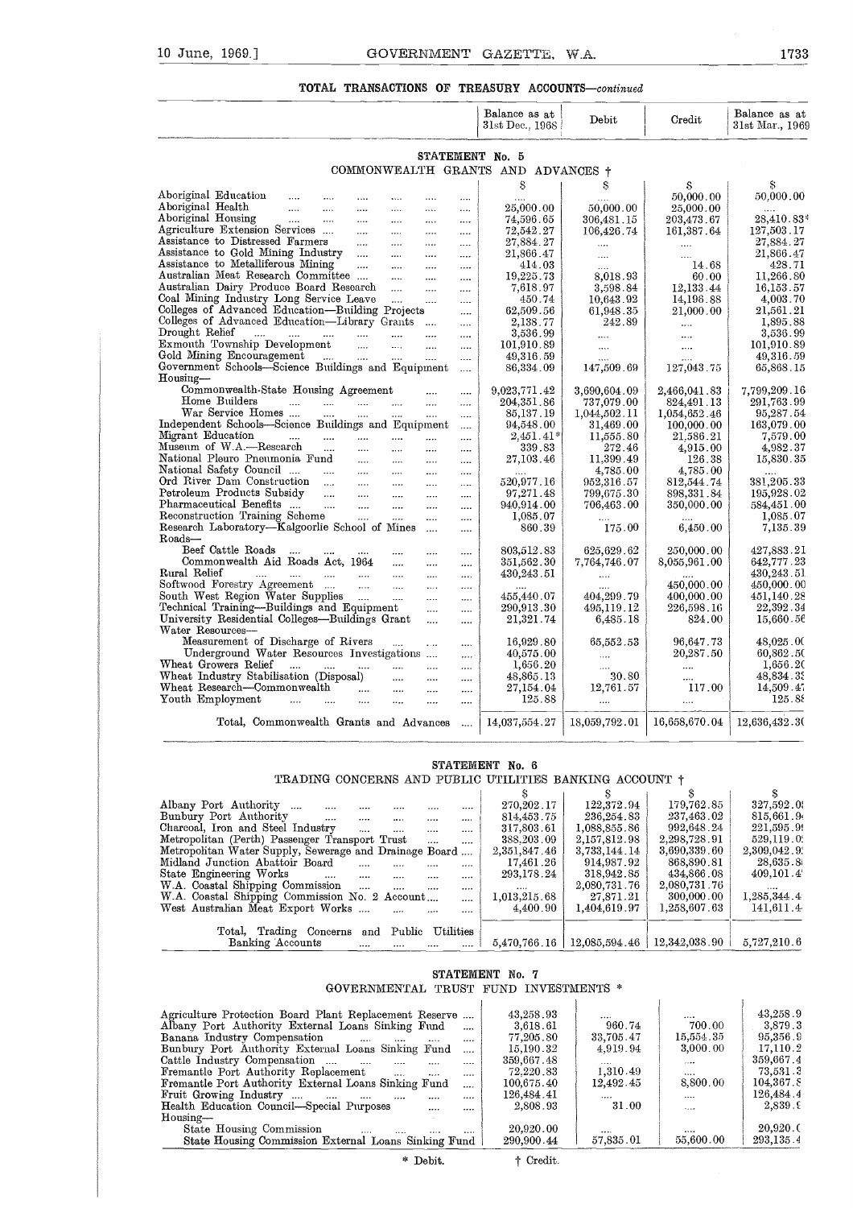## TOTAL TRANSACTIONS OF TREASURY ACCOUNTS—*continued*

| | Balance as at 31st Dec., 1968 | Debit | Credit | Balance as at 31st Mar., 1969 |
|---|---|---|---|---|
| **STATEMENT No. 5** | | | | |
| COMMONWEALTH GRANTS AND ADVANCES † | | | | |
| | $ | $ | $ | $ |
| Aboriginal Education | .... | .... | 50,000.00 | 50,000.00 |
| Aboriginal Health | 25,000.00 | 50,000.00 | 25,000.00 | .... |
| Aboriginal Housing | 74,596.65 | 306,481.15 | 203,473.67 | 28,410.83* |
| Agriculture Extension Services | 72,542.27 | 106,426.74 | 161,387.64 | 127,503.17 |
| Assistance to Distressed Farmers | 27,884.27 | .... | .... | 27,884.27 |
| Assistance to Gold Mining Industry | 21,866.47 | .... | .... | 21,866.47 |
| Assistance to Metalliferous Mining | 414.03 | .... | 14.68 | 428.71 |
| Australian Meat Research Committee | 19,225.73 | 8,018.93 | 60.00 | 11,266.80 |
| Australian Dairy Produce Board Research | 7,618.97 | 3,598.84 | 12,133.44 | 16,153.57 |
| Coal Mining Industry Long Service Leave | 450.74 | 10,643.92 | 14,196.88 | 4,003.70 |
| Colleges of Advanced Education—Building Projects | 62,509.56 | 61,948.35 | 21,000.00 | 21,561.21 |
| Colleges of Advanced Education—Library Grants | 2,138.77 | 242.89 | .... | 1,895.88 |
| Drought Relief | 3,536.99 | .... | .... | 3,536.99 |
| Exmouth Township Development | 101,910.89 | .... | .... | 101,910.89 |
| Gold Mining Encouragement | 49,316.59 | .... | .... | 49,316.59 |
| Government Schools—Science Buildings and Equipment | 86,334.09 | 147,509.69 | 127,043.75 | 65,868.15 |
| Housing— | | | | |
| Commonwealth-State Housing Agreement | 9,023,771.42 | 3,690,604.09 | 2,466,041.83 | 7,799,209.16 |
| Home Builders | 204,351.86 | 737,079.00 | 824,491.13 | 291,763.99 |
| War Service Homes | 85,137.19 | 1,044,502.11 | 1,054,652.46 | 95,287.54 |
| Independent Schools—Science Buildings and Equipment | 94,548.00 | 31,469.00 | 100,000.00 | 163,079.00 |
| Migrant Education | 2,451.41* | 11,555.80 | 21,586.21 | 7,579.00 |
| Museum of W.A.—Research | 339.83 | 272.46 | 4,915.00 | 4,982.37 |
| National Pleuro Pneumonia Fund | 27,103.46 | 11,399.49 | 126.38 | 15,830.35 |
| National Safety Council | .... | 4,785.00 | 4,785.00 | .... |
| Ord River Dam Construction | 520,977.16 | 952,316.57 | 812,544.74 | 381,205.33 |
| Petroleum Products Subsidy | 97,271.48 | 799,675.30 | 898,331.84 | 195,928.02 |
| Pharmaceutical Benefits | 940,914.00 | 706,463.00 | 350,000.00 | 584,451.00 |
| Reconstruction Training Scheme | 1,085.07 | .... | .... | 1,085.07 |
| Research Laboratory—Kalgoorlie School of Mines | 860.39 | 175.00 | 6,450.00 | 7,135.39 |
| Roads— | | | | |
| Beef Cattle Roads | 803,512.83 | 625,629.62 | 250,000.00 | 427,883.21 |
| Commonwealth Aid Roads Act, 1964 | 351,562.30 | 7,764,746.07 | 8,055,961.00 | 642,777.23 |
| Rural Relief | 430,243.51 | .... | .... | 430,243.51 |
| Softwood Forestry Agreement | .... | .... | 450,000.00 | 450,000.00 |
| South West Region Water Supplies | 455,440.07 | 404,299.79 | 400,000.00 | 451,140.28 |
| Technical Training—Buildings and Equipment | 290,913.30 | 495,119.12 | 226,598.16 | 22,392.34 |
| University Residential Colleges—Buildings Grant | 21,321.74 | 6,485.18 | 824.00 | 15,660.56 |
| Water Resources— | | | | |
| Measurement of Discharge of Rivers | 16,929.80 | 65,552.53 | 96,647.73 | 48,025.00 |
| Underground Water Resources Investigations | 40,575.00 | .... | 20,287.50 | 60,862.50 |
| Wheat Growers Relief | 1,656.20 | .... | .... | 1,656.20 |
| Wheat Industry Stabilisation (Disposal) | 48,865.13 | 30.80 | .... | 48,834.33 |
| Wheat Research—Commonwealth | 27,154.04 | 12,761.57 | 117.00 | 14,509.47 |
| Youth Employment | 125.88 | .... | .... | 125.88 |
| Total, Commonwealth Grants and Advances | 14,037,554.27 | 18,059,792.01 | 16,658,670.04 | 12,636,432.30 |
| **STATEMENT No. 6** | | | | |
| TRADING CONCERNS AND PUBLIC UTILITIES BANKING ACCOUNT † | | | | |
| | $ | $ | $ | $ |
| Albany Port Authority | 270,202.17 | 122,372.94 | 179,762.85 | 327,592.08 |
| Bunbury Port Authority | 814,453.75 | 236,254.83 | 237,463.02 | 815,661.94 |
| Charcoal, Iron and Steel Industry | 317,803.61 | 1,088,855.86 | 992,648.24 | 221,595.99 |
| Metropolitan (Perth) Passenger Transport Trust | 388,203.09 | 2,157,812.98 | 2,298,728.91 | 529,119.02 |
| Metropolitan Water Supply, Sewerage and Drainage Board | 2,351,847.46 | 3,733,144.14 | 3,690,339.60 | 2,309,042.92 |
| Midland Junction Abattoir Board | 17,461.26 | 914,987.92 | 868,890.81 | 28,635.8 |
| State Engineering Works | 293,178.24 | 318,942.85 | 434,866.08 | 409,101.47 |
| W.A. Coastal Shipping Commission | .... | 2,080,731.76 | 2,080,731.76 | .... |
| W.A. Coastal Shipping Commission No. 2 Account | 1,013,215.68 | 27,871.21 | 300,000.00 | 1,285,344.4 |
| West Australian Meat Export Works | 4,400.90 | 1,404,619.97 | 1,258,607.63 | 141,611.4 |
| Total, Trading Concerns and Public Utilities Banking Accounts | 5,470,766.16 | 12,085,594.46 | 12,342,038.90 | 5,727,210.6 |
| **STATEMENT No. 7** | | | | |
| GOVERNMENTAL TRUST FUND INVESTMENTS * | | | | |
| Agriculture Protection Board Plant Replacement Reserve | 43,258.93 | .... | .... | 43,258.9 |
| Albany Port Authority External Loans Sinking Fund | 3,618.61 | 960.74 | 700.00 | 3,879.3 |
| Banana Industry Compensation | 77,205.80 | 33,705.47 | 15,554.35 | 95,356.9 |
| Bunbury Port Authority External Loans Sinking Fund | 15,190.32 | 4,919.94 | 3,000.00 | 17,110.2 |
| Cattle Industry Compensation | 359,667.48 | .... | .... | 359,667.4 |
| Fremantle Port Authority Replacement | 72,220.83 | 1,310.49 | .... | 73,531.3 |
| Fremantle Port Authority External Loans Sinking Fund | 100,675.40 | 12,492.45 | 8,800.00 | 104,367.8 |
| Fruit Growing Industry | 126,484.41 | .... | .... | 126,484.4 |
| Health Education Council—Special Purposes | 2,808.93 | 31.00 | .... | 2,839.9 |
| Housing— | | | | |
| State Housing Commission | 20,920.00 | .... | .... | 20,920.0 |
| State Housing Commission External Loans Sinking Fund | 290,900.44 | 57,835.01 | 55,600.00 | 293,135.4 |

\* Debit. † Credit.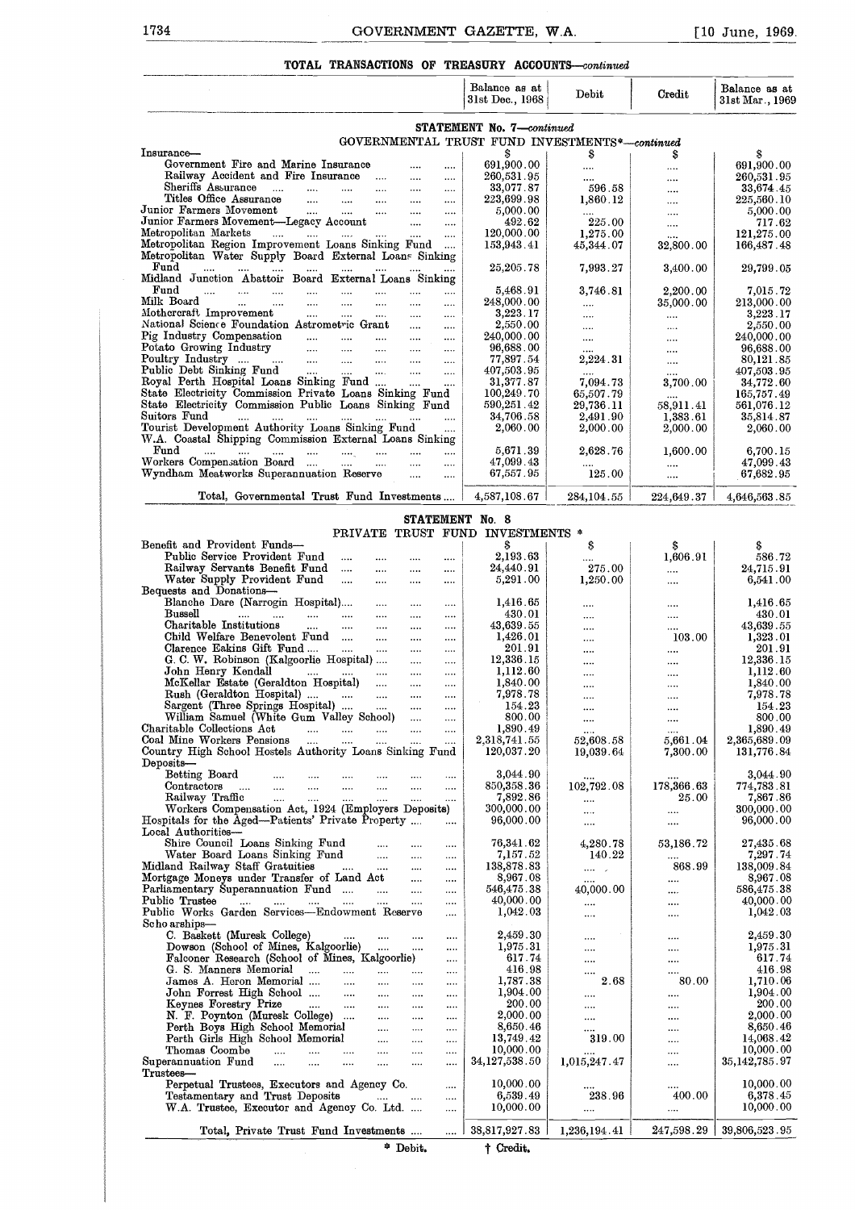## TOTAL TRANSACTIONS OF TREASURY ACCOUNTS—*continued*

| | Balance as at 31st Dec., 1968 | Debit | Credit | Balance as at 31st Mar., 1969 |
|---|---|---|---|---|
| **STATEMENT No. 7—*continued*** | | | | |
| GOVERNMENTAL TRUST FUND INVESTMENTS*—*continued* | | | | |
| | $ | $ | $ | $ |
| Insurance— | | | | |
| Government Fire and Marine Insurance | 691,900.00 | .... | .... | 691,900.00 |
| Railway Accident and Fire Insurance | 260,531.95 | .... | .... | 260,531.95 |
| Sheriffs Assurance | 33,077.87 | 596.58 | .... | 33,674.45 |
| Titles Office Assurance | 223,699.98 | 1,860.12 | .... | 225,560.10 |
| Junior Farmers Movement | 5,000.00 | .... | .... | 5,000.00 |
| Junior Farmers Movement—Legacy Account | 492.62 | 225.00 | .... | 717.62 |
| Metropolitan Markets | 120,000.00 | 1,275.00 | .... | 121,275.00 |
| Metropolitan Region Improvement Loans Sinking Fund | 153,943.41 | 45,344.07 | 32,800.00 | 166,487.48 |
| Metropolitan Water Supply Board External Loans Sinking Fund | 25,205.78 | 7,993.27 | 3,400.00 | 29,799.05 |
| Midland Junction Abattoir Board External Loans Sinking Fund | 5,468.91 | 3,746.81 | 2,200.00 | 7,015.72 |
| Milk Board | 248,000.00 | .... | 35,000.00 | 213,000.00 |
| Mothercraft Improvement | 3,223.17 | .... | .... | 3,223.17 |
| National Science Foundation Astrometric Grant | 2,550.00 | .... | .... | 2,550.00 |
| Pig Industry Compensation | 240,000.00 | .... | .... | 240,000.00 |
| Potato Growing Industry | 96,688.00 | .... | .... | 96,688.00 |
| Poultry Industry | 77,897.54 | 2,224.31 | .... | 80,121.85 |
| Public Debt Sinking Fund | 407,503.95 | .... | .... | 407,503.95 |
| Royal Perth Hospital Loans Sinking Fund | 31,377.87 | 7,094.73 | 3,700.00 | 34,772.60 |
| State Electricity Commission Private Loans Sinking Fund | 100,249.70 | 65,507.79 | .... | 165,757.49 |
| State Electricity Commission Public Loans Sinking Fund | 590,251.42 | 29,736.11 | 58,911.41 | 561,076.12 |
| Suitors Fund | 34,706.58 | 2,491.90 | 1,383.61 | 35,814.87 |
| Tourist Development Authority Loans Sinking Fund | 2,060.00 | 2,000.00 | 2,000.00 | 2,060.00 |
| W.A. Coastal Shipping Commission External Loans Sinking Fund | 5,671.39 | 2,628.76 | 1,600.00 | 6,700.15 |
| Workers Compensation Board | 47,099.43 | .... | .... | 47,099.43 |
| Wyndham Meatworks Superannuation Reserve | 67,557.95 | 125.00 | .... | 67,682.95 |
| Total, Governmental Trust Fund Investments | 4,587,108.67 | 284,104.55 | 224,649.37 | 4,646,563.85 |
| **STATEMENT No. 8** | | | | |
| PRIVATE TRUST FUND INVESTMENTS * | | | | |
| | $ | $ | $ | $ |
| Benefit and Provident Funds— | | | | |
| Public Service Provident Fund | 2,193.63 | .... | 1,606.91 | 586.72 |
| Railway Servants Benefit Fund | 24,440.91 | 275.00 | .... | 24,715.91 |
| Water Supply Provident Fund | 5,291.00 | 1,250.00 | .... | 6,541.00 |
| Bequests and Donations— | | | | |
| Blanche Dare (Narrogin Hospital) | 1,416.65 | .... | .... | 1,416.65 |
| Bussell | 430.01 | .... | .... | 430.01 |
| Charitable Institutions | 43,639.55 | .... | .... | 43,639.55 |
| Child Welfare Benevolent Fund | 1,426.01 | .... | 103.00 | 1,323.01 |
| Clarence Eakins Gift Fund | 201.91 | .... | .... | 201.91 |
| G. C. W. Robinson (Kalgoorlie Hospital) | 12,336.15 | .... | .... | 12,336.15 |
| John Henry Kendall | 1,112.60 | .... | .... | 1,112.60 |
| McKellar Estate (Geraldton Hospital) | 1,840.00 | .... | .... | 1,840.00 |
| Rush (Geraldton Hospital) | 7,978.78 | .... | .... | 7,978.78 |
| Sargent (Three Springs Hospital) | 154.23 | .... | .... | 154.23 |
| William Samuel (White Gum Valley School) | 800.00 | .... | .... | 800.00 |
| Charitable Collections Act | 1,890.49 | .... | .... | 1,890.49 |
| Coal Mine Workers Pensions | 2,318,741.55 | 52,608.58 | 5,661.04 | 2,365,689.09 |
| Country High School Hostels Authority Loans Sinking Fund | 120,037.20 | 19,039.64 | 7,300.00 | 131,776.84 |
| Deposits— | | | | |
| Betting Board | 3,044.90 | .... | .... | 3,044.90 |
| Contractors | 850,358.36 | 102,792.08 | 178,366.63 | 774,783.81 |
| Railway Traffic | 7,892.86 | .... | 25.00 | 7,867.86 |
| Workers Compensation Act, 1924 (Employers Deposits) | 300,000.00 | .... | .... | 300,000.00 |
| Hospitals for the Aged—Patients' Private Property | 96,000.00 | .... | .... | 96,000.00 |
| Local Authorities— | | | | |
| Shire Council Loans Sinking Fund | 76,341.62 | 4,280.78 | 53,186.72 | 27,435.68 |
| Water Board Loans Sinking Fund | 7,157.52 | 140.22 | .... | 7,297.74 |
| Midland Railway Staff Gratuities | 138,878.83 | .... | 868.99 | 138,009.84 |
| Mortgage Moneys under Transfer of Land Act | 8,967.08 | .... | .... | 8,967.08 |
| Parliamentary Superannuation Fund | 546,475.38 | 40,000.00 | .... | 586,475.38 |
| Public Trustee | 40,000.00 | .... | .... | 40,000.00 |
| Public Works Garden Services—Endowment Reserve | 1,042.03 | .... | .... | 1,042.03 |
| Scholarships— | | | | |
| C. Baskett (Muresk College) | 2,459.30 | .... | .... | 2,459.30 |
| Dowson (School of Mines, Kalgoorlie) | 1,975.31 | .... | .... | 1,975.31 |
| Falconer Research (School of Mines, Kalgoorlie) | 617.74 | .... | .... | 617.74 |
| G. S. Manners Memorial | 416.98 | .... | .... | 416.98 |
| James A. Heron Memorial | 1,787.38 | 2.68 | 80.00 | 1,710.06 |
| John Forrest High School | 1,904.00 | .... | .... | 1,904.00 |
| Keynes Forestry Prize | 200.00 | .... | .... | 200.00 |
| N. F. Poynton (Muresk College) | 2,000.00 | .... | .... | 2,000.00 |
| Perth Boys High School Memorial | 8,650.46 | .... | .... | 8,650.46 |
| Perth Girls High School Memorial | 13,749.42 | 319.00 | .... | 14,068.42 |
| Thomas Coombe | 10,000.00 | .... | .... | 10,000.00 |
| Superannuation Fund | 34,127,538.50 | 1,015,247.47 | .... | 35,142,785.97 |
| Trustees— | | | | |
| Perpetual Trustees, Executors and Agency Co. | 10,000.00 | .... | .... | 10,000.00 |
| Testamentary and Trust Deposits | 6,539.49 | 238.96 | 400.00 | 6,378.45 |
| W.A. Trustee, Executor and Agency Co. Ltd. | 10,000.00 | .... | .... | 10,000.00 |
| Total, Private Trust Fund Investments | 38,817,927.83 | 1,236,194.41 | 247,598.29 | 39,806,523.95 |

\* Debit. † Credit.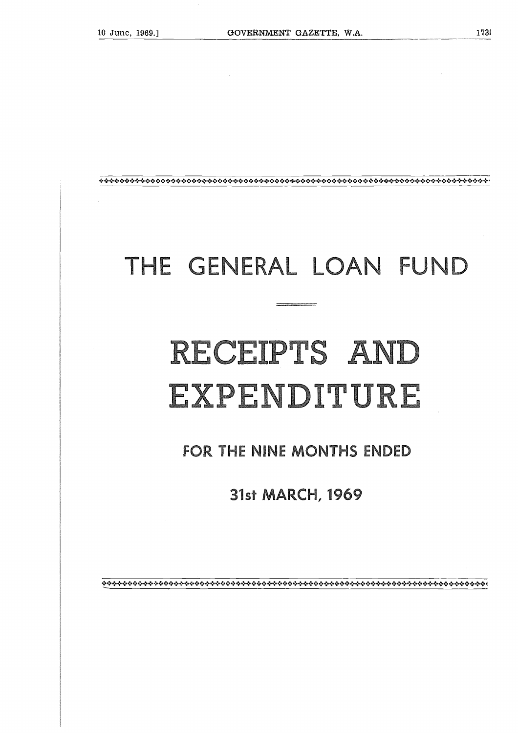# THE GENERAL LOAN FUND

# RECEIPTS AND EXPENDITURE

## FOR THE NINE MONTHS ENDED

## 31st MARCH, 1969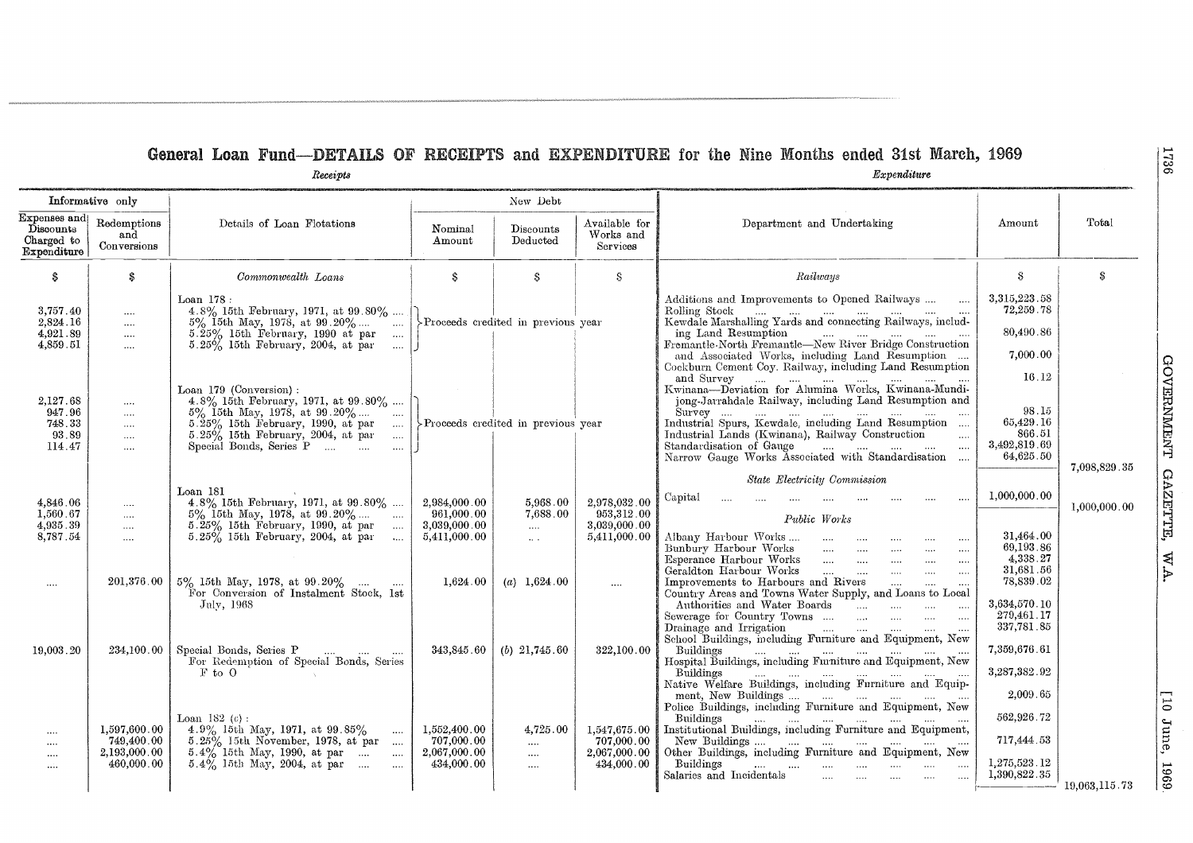# General Loan Fund—DETAILS OF RECEIPTS and EXPENDITURE for the Nine Months ended 31st March, 1969

## *Receipts*

| Informative only | | Details of Loan Flotations | New Debt | | |
|---|---|---|---|---|---|
| Expenses and Discounts Charged to Expenditure | Redemptions and Conversions | | Nominal Amount | Discounts Deducted | Available for Works and Services |
| $ | $ | *Commonwealth Loans* | $ | $ | $ |
| | | Loan 178: | | | |
| 3,757.40 | .... | 4.8% 15th February, 1971, at 99.80% .... | Proceeds credited in previous year | | |
| 2,824.16 | .... | 5% 15th May, 1978, at 99.20% .... | | | |
| 4,921.89 | .... | 5.25% 15th February, 1990 at par .... | | | |
| 4,859.51 | .... | 5.25% 15th February, 2004, at par .... | | | |
| | | Loan 179 (Conversion): | | | |
| 2,127.68 | .... | 4.8% 15th February, 1971, at 99.80% .... | Proceeds credited in previous year | | |
| 947.96 | .... | 5% 15th May, 1978, at 99.20% .... | | | |
| 748.33 | .... | 5.25% 15th February, 1990, at par .... | | | |
| 93.89 | .... | 5.25% 15th February, 2004, at par .... | | | |
| 114.47 | .... | Special Bonds, Series P .... | | | |
| | | Loan 181 | | | |
| 4,846.06 | .... | 4.8% 15th February, 1971, at 99.80% .... | 2,984,000.00 | 5,968.00 | 2,978,032.00 |
| 1,560.67 | .... | 5% 15th May, 1978, at 99.20% .... | 961,000.00 | 7,688.00 | 953,312.00 |
| 4,935.39 | .... | 5.25% 15th February, 1990, at par .... | 3,039,000.00 | .... | 3,039,000.00 |
| 8,787.54 | .... | 5.25% 15th February, 2004, at par .... | 5,411,000.00 | .... | 5,411,000.00 |
| .... | 201,376.00 | 5% 15th May, 1978, at 99.20% .... For Conversion of Instalment Stock, 1st July, 1968 | 1,624.00 | (a) 1,624.00 | .... |
| 19,003.20 | 234,100.00 | Special Bonds, Series P .... For Redemption of Special Bonds, Series F to O | 343,845.60 | (b) 21,745.60 | 322,100.00 |
| | | Loan 182 (c): | | | |
| .... | 1,597,600.00 | 4.9% 15th May, 1971, at 99.85% .... | 1,552,400.00 | 4,725.00 | 1,547,675.00 |
| .... | 749,400.00 | 5.25% 15th November, 1978, at par .... | 707,000.00 | .... | 707,000.00 |
| .... | 2,193,000.00 | 5.4% 15th May, 1990, at par .... | 2,067,000.00 | .... | 2,067,000.00 |
| .... | 460,000.00 | 5.4% 15th May, 2004, at par .... | 434,000.00 | .... | 434,000.00 |

## *Expenditure*

| Department and Undertaking | Amount | Total |
|---|---|---|
| | $ | $ |
| *Railways* | | |
| Additions and Improvements to Opened Railways .... | 3,315,223.58 | |
| Rolling Stock .... | 72,259.78 | |
| Kewdale Marshalling Yards and connecting Railways, including Land Resumption .... | 80,490.86 | |
| Fremantle-North Fremantle—New River Bridge Construction and Associated Works, including Land Resumption .... | 7,000.00 | |
| Cockburn Cement Coy. Railway, including Land Resumption and Survey .... | 16.12 | |
| Kwinana—Deviation for Alumina Works, Kwinana-Mundijong-Jarrahdale Railway, including Land Resumption and Survey .... | 98.15 | |
| Industrial Spurs, Kewdale, including Land Resumption .... | 65,429.16 | |
| Industrial Lands (Kwinana), Railway Construction .... | 866.51 | |
| Standardisation of Gauge .... | 3,492,819.69 | |
| Narrow Gauge Works Associated with Standardisation .... | 64,625.50 | |
| | | 7,098,829.35 |
| *State Electricity Commission* | | |
| Capital .... | 1,000,000.00 | |
| | | 1,000,000.00 |
| *Public Works* | | |
| Albany Harbour Works .... | 31,464.00 | |
| Bunbury Harbour Works .... | 69,193.86 | |
| Esperance Harbour Works .... | 4,338.27 | |
| Geraldton Harbour Works .... | 31,681.56 | |
| Improvements to Harbours and Rivers .... | 78,839.02 | |
| Country Areas and Towns Water Supply, and Loans to Local Authorities and Water Boards .... | 3,634,570.10 | |
| Sewerage for Country Towns .... | 279,461.17 | |
| Drainage and Irrigation .... | 337,781.85 | |
| School Buildings, including Furniture and Equipment, New Buildings .... | 7,359,676.61 | |
| Hospital Buildings, including Furniture and Equipment, New Buildings .... | 3,287,382.92 | |
| Native Welfare Buildings, including Furniture and Equipment, New Buildings .... | 2,009.65 | |
| Police Buildings, including Furniture and Equipment, New Buildings .... | 562,926.72 | |
| Institutional Buildings, including Furniture and Equipment, New Buildings .... | 717,444.53 | |
| Other Buildings, including Furniture and Equipment, New Buildings .... | 1,275,523.12 | |
| Salaries and Incidentals .... | 1,390,822.35 | |
| | | 19,063,115.73 |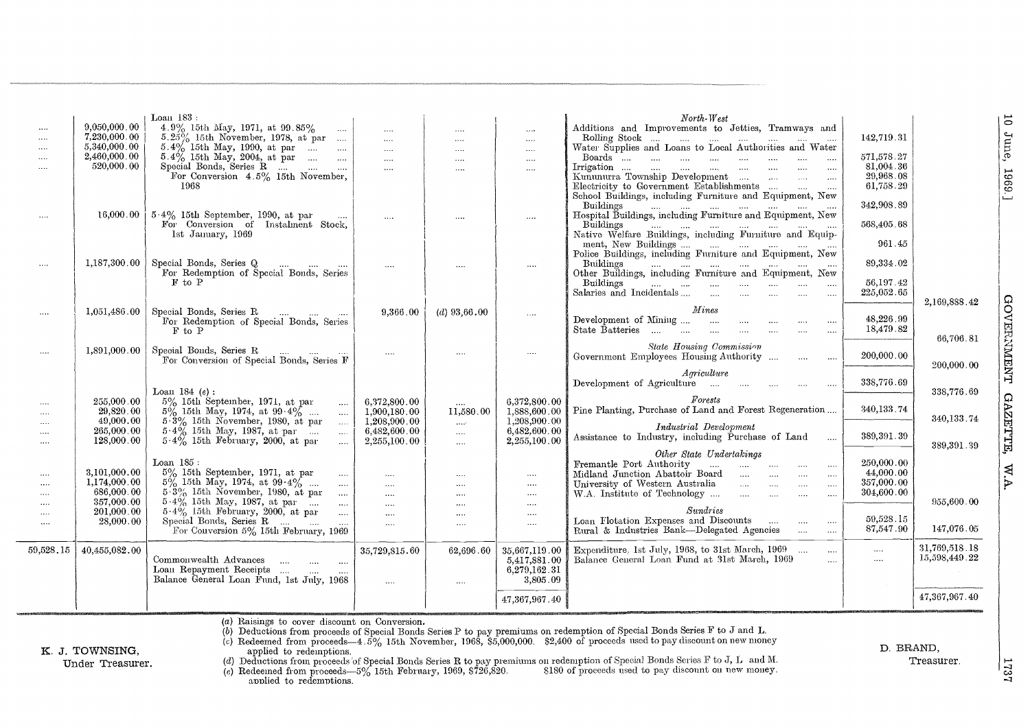| | | | | | | | | |
|---|---|---|---|---|---|---|---|---|
| | | Loan 183: | | | | *North-West* | | |
| .... | 9,050,000.00 | 4.9% 15th May, 1971, at 99.85% .... | .... | .... | .... | Additions and Improvements to Jetties, Tramways and Rolling Stock .... | 142,719.31 | |
| .... | 7,230,000.00 | 5.25% 15th November, 1978, at par .... | .... | .... | .... | Water Supplies and Loans to Local Authorities and Water Boards .... | 571,578.27 | |
| .... | 5,340,000.00 | 5.4% 15th May, 1990, at par .... | .... | .... | .... | Irrigation .... | 81,004.36 | |
| .... | 2,460,000.00 | 5.4% 15th May, 2004, at par .... | .... | .... | .... | Kununurra Township Development .... | 29,968.08 | |
| .... | 520,000.00 | Special Bonds, Series R .... For Conversion 4.5% 15th November, 1968 | .... | .... | .... | Electricity to Government Establishments .... | 61,758.29 | |
| | | | | | | School Buildings, including Furniture and Equipment, New Buildings .... | 342,908.89 | |
| .... | 16,000.00 | 5.4% 15th September, 1990, at par .... For Conversion of Instalment Stock, 1st January, 1969 | .... | .... | .... | Hospital Buildings, including Furniture and Equipment, New Buildings .... | 568,405.68 | |
| | | | | | | Native Welfare Buildings, including Furniture and Equipment, New Buildings .... | 961.45 | |
| .... | 1,187,300.00 | Special Bonds, Series Q .... For Redemption of Special Bonds, Series F to P | .... | .... | .... | Police Buildings, including Furniture and Equipment, New Buildings .... | 89,334.02 | |
| | | | | | | Other Buildings, including Furniture and Equipment, New Buildings .... | 56,197.42 | |
| | | | | | | Salaries and Incidentals .... | 225,052.65 | |
| | | | | | | | | 2,169,888.42 |
| .... | 1,051,486.00 | Special Bonds, Series R .... For Redemption of Special Bonds, Series F to P | 9,366.00 | (d) 93,66.00 | .... | *Mines* | | |
| | | | | | | Development of Mining .... | 48,226.99 | |
| | | | | | | State Batteries .... | 18,479.82 | |
| | | | | | | | | 66,706.81 |
| .... | 1,891,000.00 | Special Bonds, Series R .... For Conversion of Special Bonds, Series F | .... | .... | .... | *State Housing Commission* | | |
| | | | | | | Government Employees Housing Authority .... | 200,000.00 | |
| | | | | | | | | 200,000.00 |
| | | | | | | *Agriculture* | | |
| | | Loan 184 (e): | | | | Development of Agriculture .... | 338,776.69 | |
| | | | | | | | | 338,776.69 |
| .... | 255,000.00 | 5% 15th September, 1971, at par .... | 6,372,800.00 | .... | 6,372,800.00 | *Forests* | | |
| .... | 29,820.00 | 5% 15th May, 1974, at 99.4% .... | 1,900,180.00 | 11,580.00 | 1,888,600.00 | Pine Planting, Purchase of Land and Forest Regeneration .... | 340,133.74 | |
| .... | 49,000.00 | 5.3% 15th November, 1980, at par .... | 1,208,900.00 | .... | 1,208,900.00 | | | 340,133.74 |
| .... | 265,000.00 | 5.4% 15th May, 1987, at par .... | 6,482,600.00 | .... | 6,482,600.00 | *Industrial Development* | | |
| .... | 128,000.00 | 5.4% 15th February, 2000, at par .... | 2,255,100.00 | .... | 2,255,100.00 | Assistance to Industry, including Purchase of Land .... | 389,391.39 | |
| | | | | | | | | 389,391.39 |
| | | Loan 185: | | | | *Other State Undertakings* | | |
| .... | 3,101,000.00 | 5% 15th September, 1971, at par .... | .... | .... | .... | Fremantle Port Authority .... | 250,000.00 | |
| .... | 1,174,000.00 | 5% 15th May, 1974, at 99.4% .... | .... | .... | .... | Midland Junction Abattoir Board .... | 44,000.00 | |
| .... | 686,000.00 | 5.3% 15th November, 1980, at par .... | .... | .... | .... | University of Western Australia .... | 357,000.00 | |
| .... | 357,000.00 | 5.4% 15th May, 1987, at par .... | .... | .... | .... | W.A. Institute of Technology .... | 304,600.00 | |
| .... | 201,000.00 | 5.4% 15th February, 2000, at par .... | .... | .... | .... | | | 955,600.00 |
| .... | 28,000.00 | Special Bonds, Series R .... For Conversion 5% 15th February, 1969 | .... | .... | .... | *Sundries* | | |
| | | | | | | Loan Flotation Expenses and Discounts .... | 59,528.15 | |
| | | | | | | Rural & Industries Bank—Delegated Agencies .... | 87,547.90 | 147,076.05 |
| 59,528.15 | 40,455,082.00 | | 35,729,815.60 | 62,696.60 | 35,667,119.00 | Expenditure, 1st July, 1968, to 31st March, 1969 .... | .... | 31,769,518.18 |
| | | Commonwealth Advances .... | | | 5,417,881.00 | Balance General Loan Fund at 31st March, 1969 .... | .... | 15,598,449.22 |
| | | Loan Repayment Receipts .... | | | 6,279,162.31 | | | |
| | | Balance General Loan Fund, 1st July, 1968 | .... | .... | 3,805.09 | | | |
| | | | | | 47,367,967.40 | | | 47,367,967.40 |

(a) Raisings to cover discount on Conversion.
(b) Deductions from proceeds of Special Bonds Series P to pay premiums on redemption of Special Bonds Series F to J and L.
(c) Redeemed from proceeds—4.5% 15th November, 1968, $5,000,000. $2,400 of proceeds used to pay discount on new money applied to redemptions.
(d) Deductions from proceeds of Special Bonds Series R to pay premiums on redemption of Special Bonds Series F to J, L and M.
(e) Redeemed from proceeds—5% 15th February, 1969, $726,820. $180 of proceeds used to pay discount on new money applied to redemptions.

K. J. TOWNSING,
Under Treasurer.

D. BRAND,
Treasurer.